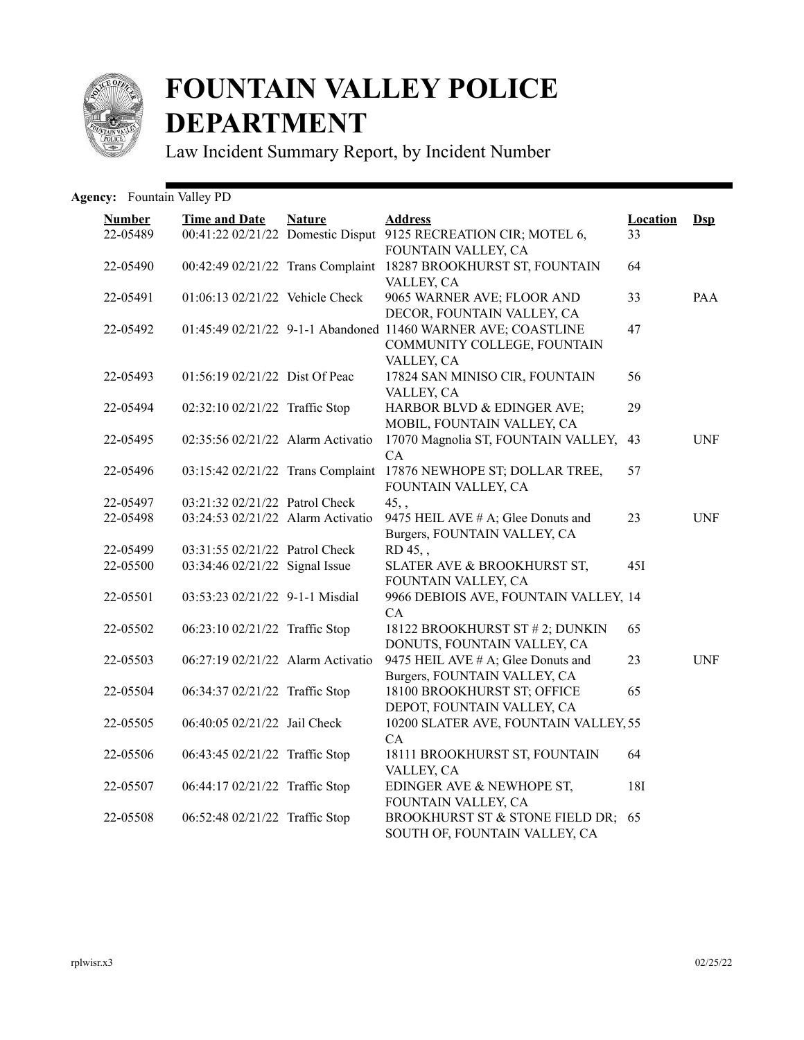# FOUNTAIN VALLEY POLICE DEPARTMENT

Law Incident Summary Report, by Incident Number

**Agency:** Fountain Valley PD

| Number | Time and Date | Nature | Address | Location | Dsp |
|---|---|---|---|---|---|
| 22-05489 | 00:41:22 02/21/22 | Domestic Disput | 9125 RECREATION CIR; MOTEL 6, FOUNTAIN VALLEY, CA | 33 | |
| 22-05490 | 00:42:49 02/21/22 | Trans Complaint | 18287 BROOKHURST ST, FOUNTAIN VALLEY, CA | 64 | |
| 22-05491 | 01:06:13 02/21/22 | Vehicle Check | 9065 WARNER AVE; FLOOR AND DECOR, FOUNTAIN VALLEY, CA | 33 | PAA |
| 22-05492 | 01:45:49 02/21/22 | 9-1-1 Abandoned | 11460 WARNER AVE; COASTLINE COMMUNITY COLLEGE, FOUNTAIN VALLEY, CA | 47 | |
| 22-05493 | 01:56:19 02/21/22 | Dist Of Peac | 17824 SAN MINISO CIR, FOUNTAIN VALLEY, CA | 56 | |
| 22-05494 | 02:32:10 02/21/22 | Traffic Stop | HARBOR BLVD & EDINGER AVE; MOBIL, FOUNTAIN VALLEY, CA | 29 | |
| 22-05495 | 02:35:56 02/21/22 | Alarm Activatio | 17070 Magnolia ST, FOUNTAIN VALLEY, CA | 43 | UNF |
| 22-05496 | 03:15:42 02/21/22 | Trans Complaint | 17876 NEWHOPE ST; DOLLAR TREE, FOUNTAIN VALLEY, CA | 57 | |
| 22-05497 | 03:21:32 02/21/22 | Patrol Check | 45, , | | |
| 22-05498 | 03:24:53 02/21/22 | Alarm Activatio | 9475 HEIL AVE # A; Glee Donuts and Burgers, FOUNTAIN VALLEY, CA | 23 | UNF |
| 22-05499 | 03:31:55 02/21/22 | Patrol Check | RD 45, , | | |
| 22-05500 | 03:34:46 02/21/22 | Signal Issue | SLATER AVE & BROOKHURST ST, FOUNTAIN VALLEY, CA | 45I | |
| 22-05501 | 03:53:23 02/21/22 | 9-1-1 Misdial | 9966 DEBIOIS AVE, FOUNTAIN VALLEY, CA | 14 | |
| 22-05502 | 06:23:10 02/21/22 | Traffic Stop | 18122 BROOKHURST ST # 2; DUNKIN DONUTS, FOUNTAIN VALLEY, CA | 65 | |
| 22-05503 | 06:27:19 02/21/22 | Alarm Activatio | 9475 HEIL AVE # A; Glee Donuts and Burgers, FOUNTAIN VALLEY, CA | 23 | UNF |
| 22-05504 | 06:34:37 02/21/22 | Traffic Stop | 18100 BROOKHURST ST; OFFICE DEPOT, FOUNTAIN VALLEY, CA | 65 | |
| 22-05505 | 06:40:05 02/21/22 | Jail Check | 10200 SLATER AVE, FOUNTAIN VALLEY, CA | 55 | |
| 22-05506 | 06:43:45 02/21/22 | Traffic Stop | 18111 BROOKHURST ST, FOUNTAIN VALLEY, CA | 64 | |
| 22-05507 | 06:44:17 02/21/22 | Traffic Stop | EDINGER AVE & NEWHOPE ST, FOUNTAIN VALLEY, CA | 18I | |
| 22-05508 | 06:52:48 02/21/22 | Traffic Stop | BROOKHURST ST & STONE FIELD DR; SOUTH OF, FOUNTAIN VALLEY, CA | 65 | |

rplwisr.x3 02/25/22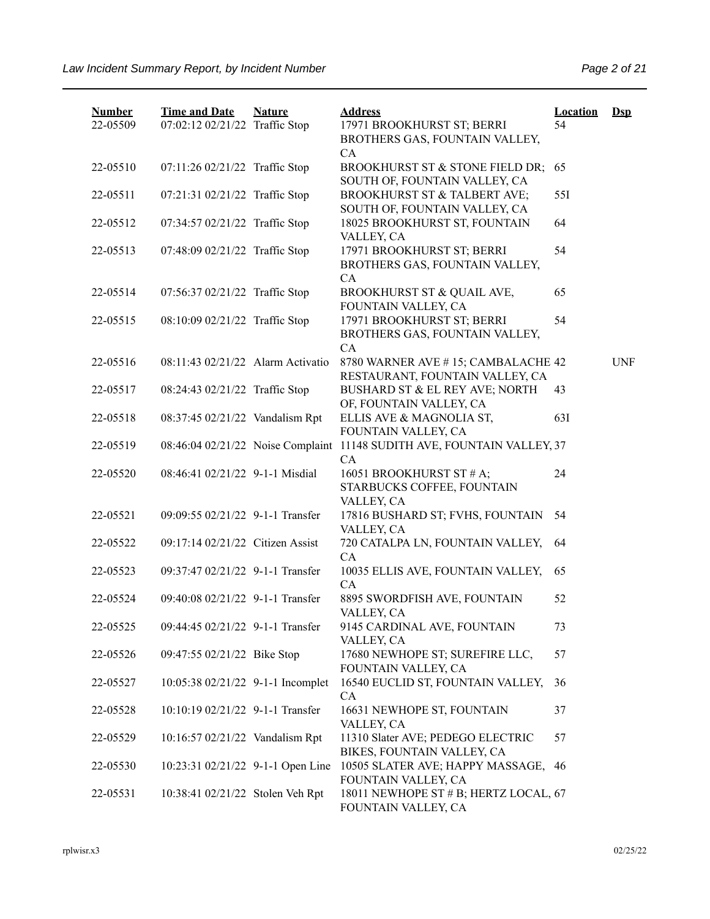| Number | Time and Date | Nature | Address | Location | Dsp |
|---|---|---|---|---|---|
| 22-05509 | 07:02:12 02/21/22 | Traffic Stop | 17971 BROOKHURST ST; BERRI BROTHERS GAS, FOUNTAIN VALLEY, CA | 54 | |
| 22-05510 | 07:11:26 02/21/22 | Traffic Stop | BROOKHURST ST & STONE FIELD DR; SOUTH OF, FOUNTAIN VALLEY, CA | 65 | |
| 22-05511 | 07:21:31 02/21/22 | Traffic Stop | BROOKHURST ST & TALBERT AVE; SOUTH OF, FOUNTAIN VALLEY, CA | 55I | |
| 22-05512 | 07:34:57 02/21/22 | Traffic Stop | 18025 BROOKHURST ST, FOUNTAIN VALLEY, CA | 64 | |
| 22-05513 | 07:48:09 02/21/22 | Traffic Stop | 17971 BROOKHURST ST; BERRI BROTHERS GAS, FOUNTAIN VALLEY, CA | 54 | |
| 22-05514 | 07:56:37 02/21/22 | Traffic Stop | BROOKHURST ST & QUAIL AVE, FOUNTAIN VALLEY, CA | 65 | |
| 22-05515 | 08:10:09 02/21/22 | Traffic Stop | 17971 BROOKHURST ST; BERRI BROTHERS GAS, FOUNTAIN VALLEY, CA | 54 | |
| 22-05516 | 08:11:43 02/21/22 | Alarm Activatio | 8780 WARNER AVE # 15; CAMBALACHE RESTAURANT, FOUNTAIN VALLEY, CA | 42 | UNF |
| 22-05517 | 08:24:43 02/21/22 | Traffic Stop | BUSHARD ST & EL REY AVE; NORTH OF, FOUNTAIN VALLEY, CA | 43 | |
| 22-05518 | 08:37:45 02/21/22 | Vandalism Rpt | ELLIS AVE & MAGNOLIA ST, FOUNTAIN VALLEY, CA | 63I | |
| 22-05519 | 08:46:04 02/21/22 | Noise Complaint | 11148 SUDITH AVE, FOUNTAIN VALLEY, CA | 37 | |
| 22-05520 | 08:46:41 02/21/22 | 9-1-1 Misdial | 16051 BROOKHURST ST # A; STARBUCKS COFFEE, FOUNTAIN VALLEY, CA | 24 | |
| 22-05521 | 09:09:55 02/21/22 | 9-1-1 Transfer | 17816 BUSHARD ST; FVHS, FOUNTAIN VALLEY, CA | 54 | |
| 22-05522 | 09:17:14 02/21/22 | Citizen Assist | 720 CATALPA LN, FOUNTAIN VALLEY, CA | 64 | |
| 22-05523 | 09:37:47 02/21/22 | 9-1-1 Transfer | 10035 ELLIS AVE, FOUNTAIN VALLEY, CA | 65 | |
| 22-05524 | 09:40:08 02/21/22 | 9-1-1 Transfer | 8895 SWORDFISH AVE, FOUNTAIN VALLEY, CA | 52 | |
| 22-05525 | 09:44:45 02/21/22 | 9-1-1 Transfer | 9145 CARDINAL AVE, FOUNTAIN VALLEY, CA | 73 | |
| 22-05526 | 09:47:55 02/21/22 | Bike Stop | 17680 NEWHOPE ST; SUREFIRE LLC, FOUNTAIN VALLEY, CA | 57 | |
| 22-05527 | 10:05:38 02/21/22 | 9-1-1 Incomplet | 16540 EUCLID ST, FOUNTAIN VALLEY, CA | 36 | |
| 22-05528 | 10:10:19 02/21/22 | 9-1-1 Transfer | 16631 NEWHOPE ST, FOUNTAIN VALLEY, CA | 37 | |
| 22-05529 | 10:16:57 02/21/22 | Vandalism Rpt | 11310 Slater AVE; PEDEGO ELECTRIC BIKES, FOUNTAIN VALLEY, CA | 57 | |
| 22-05530 | 10:23:31 02/21/22 | 9-1-1 Open Line | 10505 SLATER AVE; HAPPY MASSAGE, FOUNTAIN VALLEY, CA | 46 | |
| 22-05531 | 10:38:41 02/21/22 | Stolen Veh Rpt | 18011 NEWHOPE ST # B; HERTZ LOCAL, FOUNTAIN VALLEY, CA | 67 | |

rplwisr.x3 02/25/22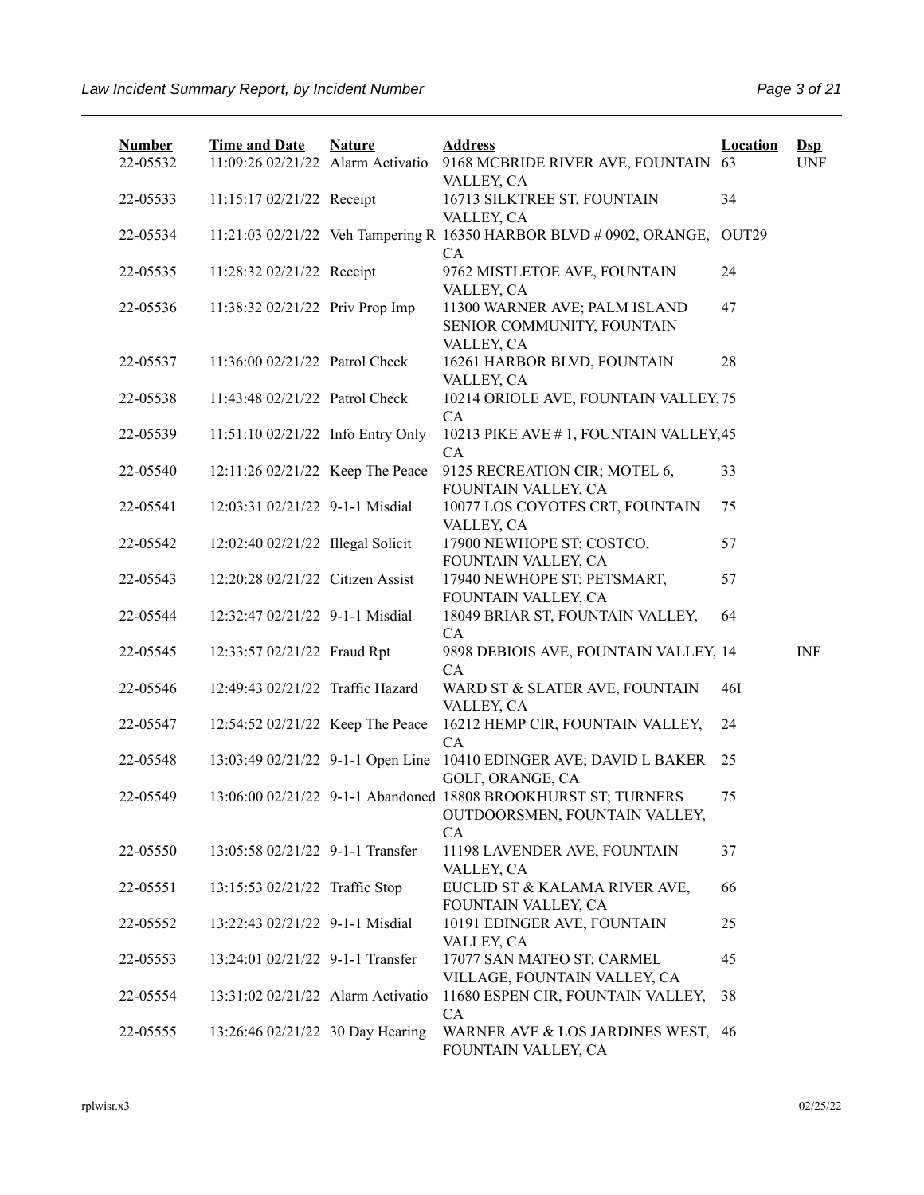| Number | Time and Date | Nature | Address | Location | Dsp |
|---|---|---|---|---|---|
| 22-05532 | 11:09:26 02/21/22 | Alarm Activatio | 9168 MCBRIDE RIVER AVE, FOUNTAIN VALLEY, CA | 63 | UNF |
| 22-05533 | 11:15:17 02/21/22 | Receipt | 16713 SILKTREE ST, FOUNTAIN VALLEY, CA | 34 | |
| 22-05534 | 11:21:03 02/21/22 | Veh Tampering R | 16350 HARBOR BLVD # 0902, ORANGE, CA | OUT29 | |
| 22-05535 | 11:28:32 02/21/22 | Receipt | 9762 MISTLETOE AVE, FOUNTAIN VALLEY, CA | 24 | |
| 22-05536 | 11:38:32 02/21/22 | Priv Prop Imp | 11300 WARNER AVE; PALM ISLAND SENIOR COMMUNITY, FOUNTAIN VALLEY, CA | 47 | |
| 22-05537 | 11:36:00 02/21/22 | Patrol Check | 16261 HARBOR BLVD, FOUNTAIN VALLEY, CA | 28 | |
| 22-05538 | 11:43:48 02/21/22 | Patrol Check | 10214 ORIOLE AVE, FOUNTAIN VALLEY, CA | 75 | |
| 22-05539 | 11:51:10 02/21/22 | Info Entry Only | 10213 PIKE AVE # 1, FOUNTAIN VALLEY, CA | 45 | |
| 22-05540 | 12:11:26 02/21/22 | Keep The Peace | 9125 RECREATION CIR; MOTEL 6, FOUNTAIN VALLEY, CA | 33 | |
| 22-05541 | 12:03:31 02/21/22 | 9-1-1 Misdial | 10077 LOS COYOTES CRT, FOUNTAIN VALLEY, CA | 75 | |
| 22-05542 | 12:02:40 02/21/22 | Illegal Solicit | 17900 NEWHOPE ST; COSTCO, FOUNTAIN VALLEY, CA | 57 | |
| 22-05543 | 12:20:28 02/21/22 | Citizen Assist | 17940 NEWHOPE ST; PETSMART, FOUNTAIN VALLEY, CA | 57 | |
| 22-05544 | 12:32:47 02/21/22 | 9-1-1 Misdial | 18049 BRIAR ST, FOUNTAIN VALLEY, CA | 64 | |
| 22-05545 | 12:33:57 02/21/22 | Fraud Rpt | 9898 DEBIOIS AVE, FOUNTAIN VALLEY, CA | 14 | INF |
| 22-05546 | 12:49:43 02/21/22 | Traffic Hazard | WARD ST & SLATER AVE, FOUNTAIN VALLEY, CA | 46I | |
| 22-05547 | 12:54:52 02/21/22 | Keep The Peace | 16212 HEMP CIR, FOUNTAIN VALLEY, CA | 24 | |
| 22-05548 | 13:03:49 02/21/22 | 9-1-1 Open Line | 10410 EDINGER AVE; DAVID L BAKER GOLF, ORANGE, CA | 25 | |
| 22-05549 | 13:06:00 02/21/22 | 9-1-1 Abandoned | 18808 BROOKHURST ST; TURNERS OUTDOORSMEN, FOUNTAIN VALLEY, CA | 75 | |
| 22-05550 | 13:05:58 02/21/22 | 9-1-1 Transfer | 11198 LAVENDER AVE, FOUNTAIN VALLEY, CA | 37 | |
| 22-05551 | 13:15:53 02/21/22 | Traffic Stop | EUCLID ST & KALAMA RIVER AVE, FOUNTAIN VALLEY, CA | 66 | |
| 22-05552 | 13:22:43 02/21/22 | 9-1-1 Misdial | 10191 EDINGER AVE, FOUNTAIN VALLEY, CA | 25 | |
| 22-05553 | 13:24:01 02/21/22 | 9-1-1 Transfer | 17077 SAN MATEO ST; CARMEL VILLAGE, FOUNTAIN VALLEY, CA | 45 | |
| 22-05554 | 13:31:02 02/21/22 | Alarm Activatio | 11680 ESPEN CIR, FOUNTAIN VALLEY, CA | 38 | |
| 22-05555 | 13:26:46 02/21/22 | 30 Day Hearing | WARNER AVE & LOS JARDINES WEST, FOUNTAIN VALLEY, CA | 46 | |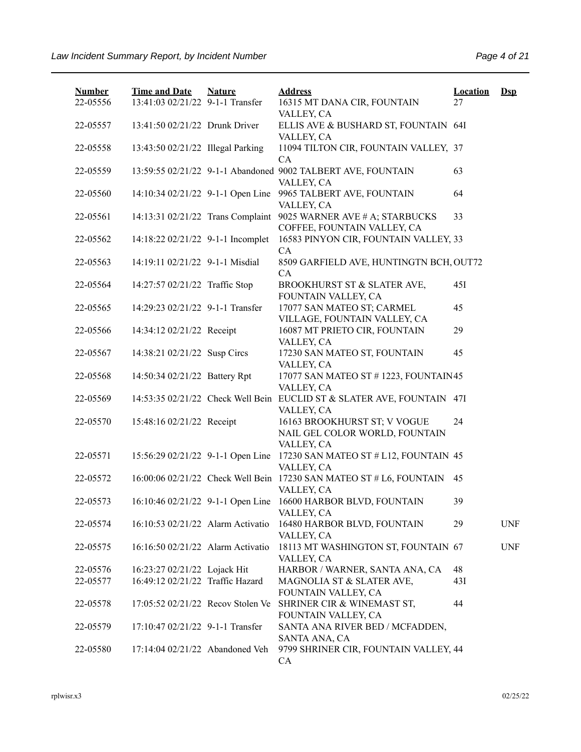| Number | Time and Date | Nature | Address | Location | Dsp |
| --- | --- | --- | --- | --- | --- |
| 22-05556 | 13:41:03 02/21/22 | 9-1-1 Transfer | 16315 MT DANA CIR, FOUNTAIN VALLEY, CA | 27 | |
| 22-05557 | 13:41:50 02/21/22 | Drunk Driver | ELLIS AVE & BUSHARD ST, FOUNTAIN VALLEY, CA | 64I | |
| 22-05558 | 13:43:50 02/21/22 | Illegal Parking | 11094 TILTON CIR, FOUNTAIN VALLEY, CA | 37 | |
| 22-05559 | 13:59:55 02/21/22 | 9-1-1 Abandoned | 9002 TALBERT AVE, FOUNTAIN VALLEY, CA | 63 | |
| 22-05560 | 14:10:34 02/21/22 | 9-1-1 Open Line | 9965 TALBERT AVE, FOUNTAIN VALLEY, CA | 64 | |
| 22-05561 | 14:13:31 02/21/22 | Trans Complaint | 9025 WARNER AVE # A; STARBUCKS COFFEE, FOUNTAIN VALLEY, CA | 33 | |
| 22-05562 | 14:18:22 02/21/22 | 9-1-1 Incomplet | 16583 PINYON CIR, FOUNTAIN VALLEY, CA | 33 | |
| 22-05563 | 14:19:11 02/21/22 | 9-1-1 Misdial | 8509 GARFIELD AVE, HUNTINGTN BCH, CA | OUT72 | |
| 22-05564 | 14:27:57 02/21/22 | Traffic Stop | BROOKHURST ST & SLATER AVE, FOUNTAIN VALLEY, CA | 45I | |
| 22-05565 | 14:29:23 02/21/22 | 9-1-1 Transfer | 17077 SAN MATEO ST; CARMEL VILLAGE, FOUNTAIN VALLEY, CA | 45 | |
| 22-05566 | 14:34:12 02/21/22 | Receipt | 16087 MT PRIETO CIR, FOUNTAIN VALLEY, CA | 29 | |
| 22-05567 | 14:38:21 02/21/22 | Susp Circs | 17230 SAN MATEO ST, FOUNTAIN VALLEY, CA | 45 | |
| 22-05568 | 14:50:34 02/21/22 | Battery Rpt | 17077 SAN MATEO ST # 1223, FOUNTAIN VALLEY, CA | 45 | |
| 22-05569 | 14:53:35 02/21/22 | Check Well Bein | EUCLID ST & SLATER AVE, FOUNTAIN VALLEY, CA | 47I | |
| 22-05570 | 15:48:16 02/21/22 | Receipt | 16163 BROOKHURST ST; V VOGUE NAIL GEL COLOR WORLD, FOUNTAIN VALLEY, CA | 24 | |
| 22-05571 | 15:56:29 02/21/22 | 9-1-1 Open Line | 17230 SAN MATEO ST # L12, FOUNTAIN VALLEY, CA | 45 | |
| 22-05572 | 16:00:06 02/21/22 | Check Well Bein | 17230 SAN MATEO ST # L6, FOUNTAIN VALLEY, CA | 45 | |
| 22-05573 | 16:10:46 02/21/22 | 9-1-1 Open Line | 16600 HARBOR BLVD, FOUNTAIN VALLEY, CA | 39 | |
| 22-05574 | 16:10:53 02/21/22 | Alarm Activatio | 16480 HARBOR BLVD, FOUNTAIN VALLEY, CA | 29 | UNF |
| 22-05575 | 16:16:50 02/21/22 | Alarm Activatio | 18113 MT WASHINGTON ST, FOUNTAIN VALLEY, CA | 67 | UNF |
| 22-05576 | 16:23:27 02/21/22 | Lojack Hit | HARBOR / WARNER, SANTA ANA, CA | 48 | |
| 22-05577 | 16:49:12 02/21/22 | Traffic Hazard | MAGNOLIA ST & SLATER AVE, FOUNTAIN VALLEY, CA | 43I | |
| 22-05578 | 17:05:52 02/21/22 | Recov Stolen Ve | SHRINER CIR & WINEMAST ST, FOUNTAIN VALLEY, CA | 44 | |
| 22-05579 | 17:10:47 02/21/22 | 9-1-1 Transfer | SANTA ANA RIVER BED / MCFADDEN, SANTA ANA, CA | | |
| 22-05580 | 17:14:04 02/21/22 | Abandoned Veh | 9799 SHRINER CIR, FOUNTAIN VALLEY, CA | 44 | |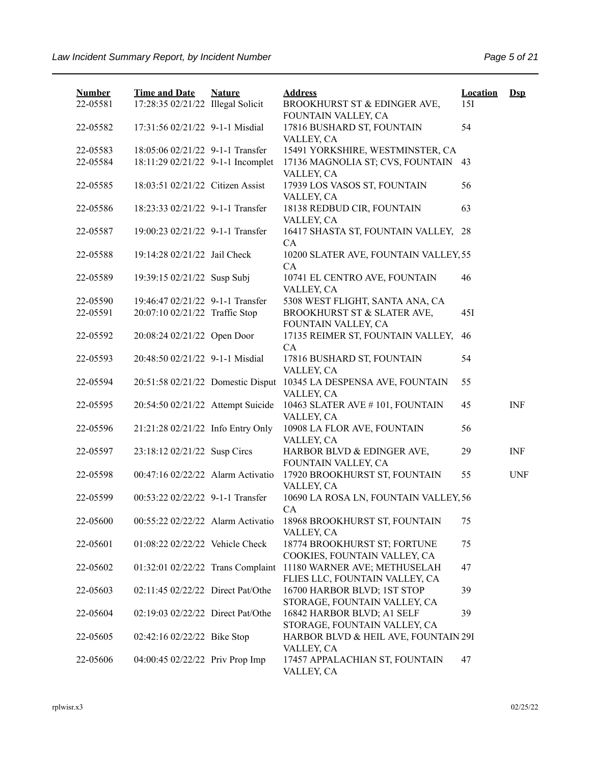| Number | Time and Date | Nature | Address | Location | Dsp |
|---|---|---|---|---|---|
| 22-05581 | 17:28:35 02/21/22 | Illegal Solicit | BROOKHURST ST & EDINGER AVE, FOUNTAIN VALLEY, CA | 15I | |
| 22-05582 | 17:31:56 02/21/22 | 9-1-1 Misdial | 17816 BUSHARD ST, FOUNTAIN VALLEY, CA | 54 | |
| 22-05583 | 18:05:06 02/21/22 | 9-1-1 Transfer | 15491 YORKSHIRE, WESTMINSTER, CA | | |
| 22-05584 | 18:11:29 02/21/22 | 9-1-1 Incomplet | 17136 MAGNOLIA ST; CVS, FOUNTAIN VALLEY, CA | 43 | |
| 22-05585 | 18:03:51 02/21/22 | Citizen Assist | 17939 LOS VASOS ST, FOUNTAIN VALLEY, CA | 56 | |
| 22-05586 | 18:23:33 02/21/22 | 9-1-1 Transfer | 18138 REDBUD CIR, FOUNTAIN VALLEY, CA | 63 | |
| 22-05587 | 19:00:23 02/21/22 | 9-1-1 Transfer | 16417 SHASTA ST, FOUNTAIN VALLEY, CA | 28 | |
| 22-05588 | 19:14:28 02/21/22 | Jail Check | 10200 SLATER AVE, FOUNTAIN VALLEY, CA | 55 | |
| 22-05589 | 19:39:15 02/21/22 | Susp Subj | 10741 EL CENTRO AVE, FOUNTAIN VALLEY, CA | 46 | |
| 22-05590 | 19:46:47 02/21/22 | 9-1-1 Transfer | 5308 WEST FLIGHT, SANTA ANA, CA | | |
| 22-05591 | 20:07:10 02/21/22 | Traffic Stop | BROOKHURST ST & SLATER AVE, FOUNTAIN VALLEY, CA | 45I | |
| 22-05592 | 20:08:24 02/21/22 | Open Door | 17135 REIMER ST, FOUNTAIN VALLEY, CA | 46 | |
| 22-05593 | 20:48:50 02/21/22 | 9-1-1 Misdial | 17816 BUSHARD ST, FOUNTAIN VALLEY, CA | 54 | |
| 22-05594 | 20:51:58 02/21/22 | Domestic Disput | 10345 LA DESPENSA AVE, FOUNTAIN VALLEY, CA | 55 | |
| 22-05595 | 20:54:50 02/21/22 | Attempt Suicide | 10463 SLATER AVE # 101, FOUNTAIN VALLEY, CA | 45 | INF |
| 22-05596 | 21:21:28 02/21/22 | Info Entry Only | 10908 LA FLOR AVE, FOUNTAIN VALLEY, CA | 56 | |
| 22-05597 | 23:18:12 02/21/22 | Susp Circs | HARBOR BLVD & EDINGER AVE, FOUNTAIN VALLEY, CA | 29 | INF |
| 22-05598 | 00:47:16 02/22/22 | Alarm Activatio | 17920 BROOKHURST ST, FOUNTAIN VALLEY, CA | 55 | UNF |
| 22-05599 | 00:53:22 02/22/22 | 9-1-1 Transfer | 10690 LA ROSA LN, FOUNTAIN VALLEY, CA | 56 | |
| 22-05600 | 00:55:22 02/22/22 | Alarm Activatio | 18968 BROOKHURST ST, FOUNTAIN VALLEY, CA | 75 | |
| 22-05601 | 01:08:22 02/22/22 | Vehicle Check | 18774 BROOKHURST ST; FORTUNE COOKIES, FOUNTAIN VALLEY, CA | 75 | |
| 22-05602 | 01:32:01 02/22/22 | Trans Complaint | 11180 WARNER AVE; METHUSELAH FLIES LLC, FOUNTAIN VALLEY, CA | 47 | |
| 22-05603 | 02:11:45 02/22/22 | Direct Pat/Othe | 16700 HARBOR BLVD; 1ST STOP STORAGE, FOUNTAIN VALLEY, CA | 39 | |
| 22-05604 | 02:19:03 02/22/22 | Direct Pat/Othe | 16842 HARBOR BLVD; A1 SELF STORAGE, FOUNTAIN VALLEY, CA | 39 | |
| 22-05605 | 02:42:16 02/22/22 | Bike Stop | HARBOR BLVD & HEIL AVE, FOUNTAIN VALLEY, CA | 29I | |
| 22-05606 | 04:00:45 02/22/22 | Priv Prop Imp | 17457 APPALACHIAN ST, FOUNTAIN VALLEY, CA | 47 | |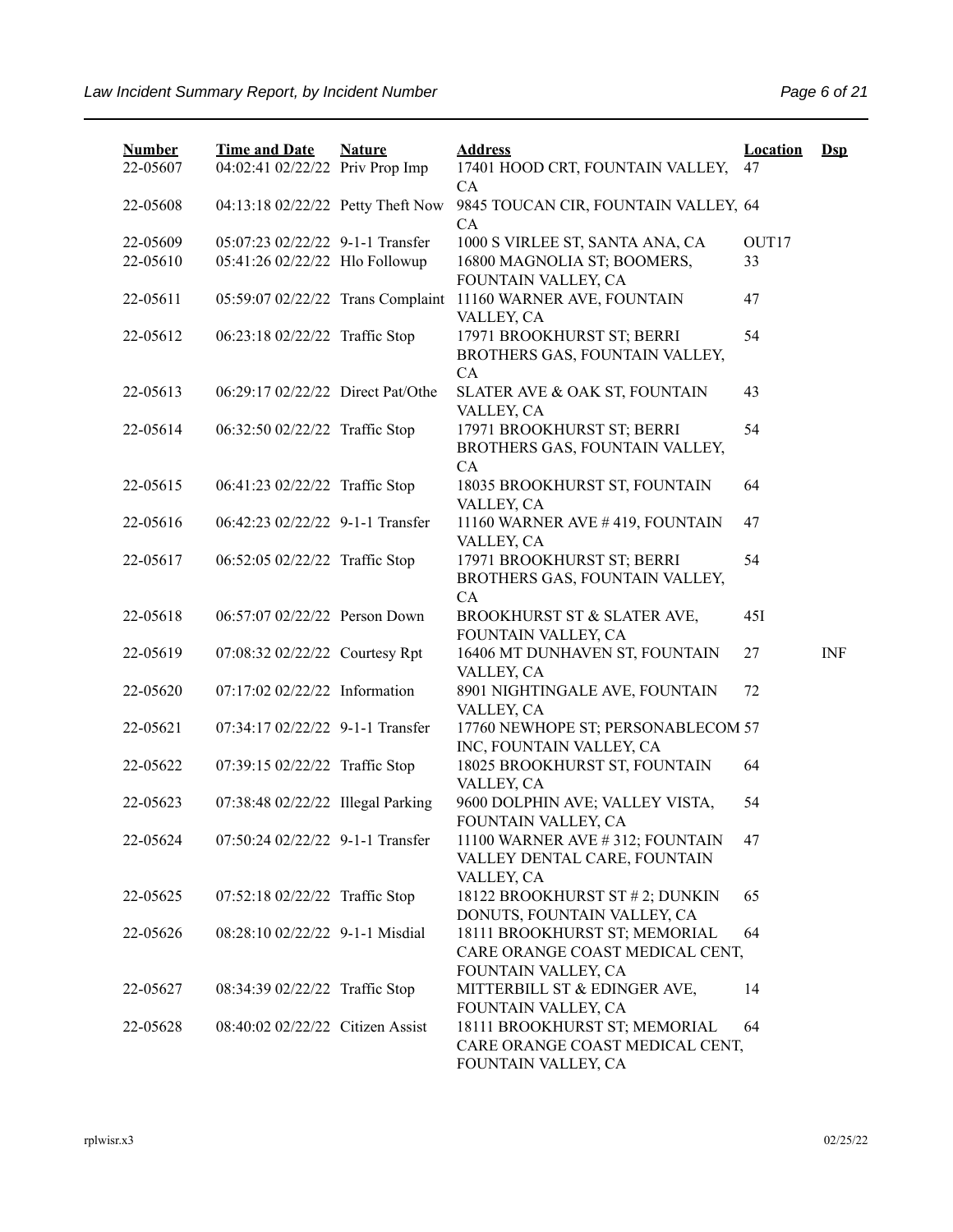| Number | Time and Date | Nature | Address | Location | Dsp |
|---|---|---|---|---|---|
| 22-05607 | 04:02:41 02/22/22 | Priv Prop Imp | 17401 HOOD CRT, FOUNTAIN VALLEY, CA | 47 | |
| 22-05608 | 04:13:18 02/22/22 | Petty Theft Now | 9845 TOUCAN CIR, FOUNTAIN VALLEY, CA | 64 | |
| 22-05609 | 05:07:23 02/22/22 | 9-1-1 Transfer | 1000 S VIRLEE ST, SANTA ANA, CA | OUT17 | |
| 22-05610 | 05:41:26 02/22/22 | Hlo Followup | 16800 MAGNOLIA ST; BOOMERS, FOUNTAIN VALLEY, CA | 33 | |
| 22-05611 | 05:59:07 02/22/22 | Trans Complaint | 11160 WARNER AVE, FOUNTAIN VALLEY, CA | 47 | |
| 22-05612 | 06:23:18 02/22/22 | Traffic Stop | 17971 BROOKHURST ST; BERRI BROTHERS GAS, FOUNTAIN VALLEY, CA | 54 | |
| 22-05613 | 06:29:17 02/22/22 | Direct Pat/Othe | SLATER AVE & OAK ST, FOUNTAIN VALLEY, CA | 43 | |
| 22-05614 | 06:32:50 02/22/22 | Traffic Stop | 17971 BROOKHURST ST; BERRI BROTHERS GAS, FOUNTAIN VALLEY, CA | 54 | |
| 22-05615 | 06:41:23 02/22/22 | Traffic Stop | 18035 BROOKHURST ST, FOUNTAIN VALLEY, CA | 64 | |
| 22-05616 | 06:42:23 02/22/22 | 9-1-1 Transfer | 11160 WARNER AVE # 419, FOUNTAIN VALLEY, CA | 47 | |
| 22-05617 | 06:52:05 02/22/22 | Traffic Stop | 17971 BROOKHURST ST; BERRI BROTHERS GAS, FOUNTAIN VALLEY, CA | 54 | |
| 22-05618 | 06:57:07 02/22/22 | Person Down | BROOKHURST ST & SLATER AVE, FOUNTAIN VALLEY, CA | 45I | |
| 22-05619 | 07:08:32 02/22/22 | Courtesy Rpt | 16406 MT DUNHAVEN ST, FOUNTAIN VALLEY, CA | 27 | INF |
| 22-05620 | 07:17:02 02/22/22 | Information | 8901 NIGHTINGALE AVE, FOUNTAIN VALLEY, CA | 72 | |
| 22-05621 | 07:34:17 02/22/22 | 9-1-1 Transfer | 17760 NEWHOPE ST; PERSONABLECOM INC, FOUNTAIN VALLEY, CA | 57 | |
| 22-05622 | 07:39:15 02/22/22 | Traffic Stop | 18025 BROOKHURST ST, FOUNTAIN VALLEY, CA | 64 | |
| 22-05623 | 07:38:48 02/22/22 | Illegal Parking | 9600 DOLPHIN AVE; VALLEY VISTA, FOUNTAIN VALLEY, CA | 54 | |
| 22-05624 | 07:50:24 02/22/22 | 9-1-1 Transfer | 11100 WARNER AVE # 312; FOUNTAIN VALLEY DENTAL CARE, FOUNTAIN VALLEY, CA | 47 | |
| 22-05625 | 07:52:18 02/22/22 | Traffic Stop | 18122 BROOKHURST ST # 2; DUNKIN DONUTS, FOUNTAIN VALLEY, CA | 65 | |
| 22-05626 | 08:28:10 02/22/22 | 9-1-1 Misdial | 18111 BROOKHURST ST; MEMORIAL CARE ORANGE COAST MEDICAL CENT, FOUNTAIN VALLEY, CA | 64 | |
| 22-05627 | 08:34:39 02/22/22 | Traffic Stop | MITTERBILL ST & EDINGER AVE, FOUNTAIN VALLEY, CA | 14 | |
| 22-05628 | 08:40:02 02/22/22 | Citizen Assist | 18111 BROOKHURST ST; MEMORIAL CARE ORANGE COAST MEDICAL CENT, FOUNTAIN VALLEY, CA | 64 | |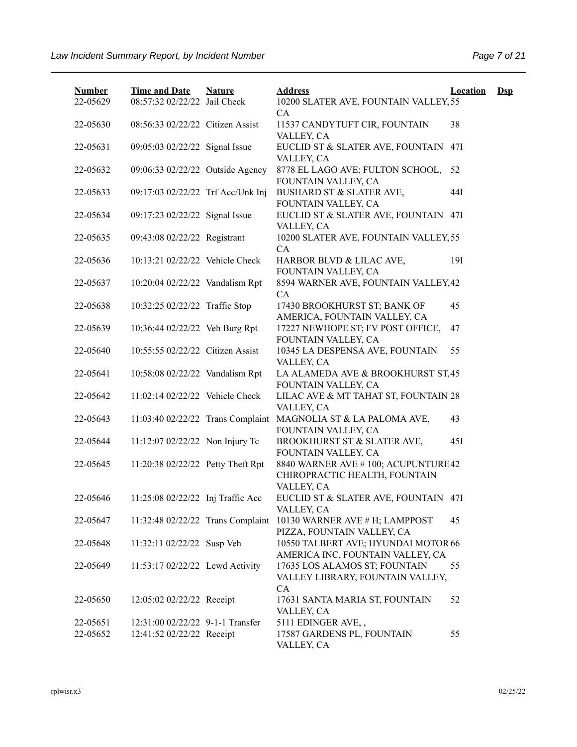| Number | Time and Date | Nature | Address | Location | Dsp |
|---|---|---|---|---|---|
| 22-05629 | 08:57:32 02/22/22 | Jail Check | 10200 SLATER AVE, FOUNTAIN VALLEY, CA | 55 | |
| 22-05630 | 08:56:33 02/22/22 | Citizen Assist | 11537 CANDYTUFT CIR, FOUNTAIN VALLEY, CA | 38 | |
| 22-05631 | 09:05:03 02/22/22 | Signal Issue | EUCLID ST & SLATER AVE, FOUNTAIN VALLEY, CA | 47I | |
| 22-05632 | 09:06:33 02/22/22 | Outside Agency | 8778 EL LAGO AVE; FULTON SCHOOL, FOUNTAIN VALLEY, CA | 52 | |
| 22-05633 | 09:17:03 02/22/22 | Trf Acc/Unk Inj | BUSHARD ST & SLATER AVE, FOUNTAIN VALLEY, CA | 44I | |
| 22-05634 | 09:17:23 02/22/22 | Signal Issue | EUCLID ST & SLATER AVE, FOUNTAIN VALLEY, CA | 47I | |
| 22-05635 | 09:43:08 02/22/22 | Registrant | 10200 SLATER AVE, FOUNTAIN VALLEY, CA | 55 | |
| 22-05636 | 10:13:21 02/22/22 | Vehicle Check | HARBOR BLVD & LILAC AVE, FOUNTAIN VALLEY, CA | 19I | |
| 22-05637 | 10:20:04 02/22/22 | Vandalism Rpt | 8594 WARNER AVE, FOUNTAIN VALLEY, CA | 42 | |
| 22-05638 | 10:32:25 02/22/22 | Traffic Stop | 17430 BROOKHURST ST; BANK OF AMERICA, FOUNTAIN VALLEY, CA | 45 | |
| 22-05639 | 10:36:44 02/22/22 | Veh Burg Rpt | 17227 NEWHOPE ST; FV POST OFFICE, FOUNTAIN VALLEY, CA | 47 | |
| 22-05640 | 10:55:55 02/22/22 | Citizen Assist | 10345 LA DESPENSA AVE, FOUNTAIN VALLEY, CA | 55 | |
| 22-05641 | 10:58:08 02/22/22 | Vandalism Rpt | LA ALAMEDA AVE & BROOKHURST ST, FOUNTAIN VALLEY, CA | 45 | |
| 22-05642 | 11:02:14 02/22/22 | Vehicle Check | LILAC AVE & MT TAHAT ST, FOUNTAIN VALLEY, CA | 28 | |
| 22-05643 | 11:03:40 02/22/22 | Trans Complaint | MAGNOLIA ST & LA PALOMA AVE, FOUNTAIN VALLEY, CA | 43 | |
| 22-05644 | 11:12:07 02/22/22 | Non Injury Tc | BROOKHURST ST & SLATER AVE, FOUNTAIN VALLEY, CA | 45I | |
| 22-05645 | 11:20:38 02/22/22 | Petty Theft Rpt | 8840 WARNER AVE # 100; ACUPUNTURE CHIROPRACTIC HEALTH, FOUNTAIN VALLEY, CA | 42 | |
| 22-05646 | 11:25:08 02/22/22 | Inj Traffic Acc | EUCLID ST & SLATER AVE, FOUNTAIN VALLEY, CA | 47I | |
| 22-05647 | 11:32:48 02/22/22 | Trans Complaint | 10130 WARNER AVE # H; LAMPPOST PIZZA, FOUNTAIN VALLEY, CA | 45 | |
| 22-05648 | 11:32:11 02/22/22 | Susp Veh | 10550 TALBERT AVE; HYUNDAI MOTOR AMERICA INC, FOUNTAIN VALLEY, CA | 66 | |
| 22-05649 | 11:53:17 02/22/22 | Lewd Activity | 17635 LOS ALAMOS ST; FOUNTAIN VALLEY LIBRARY, FOUNTAIN VALLEY, CA | 55 | |
| 22-05650 | 12:05:02 02/22/22 | Receipt | 17631 SANTA MARIA ST, FOUNTAIN VALLEY, CA | 52 | |
| 22-05651 | 12:31:00 02/22/22 | 9-1-1 Transfer | 5111 EDINGER AVE, , | | |
| 22-05652 | 12:41:52 02/22/22 | Receipt | 17587 GARDENS PL, FOUNTAIN VALLEY, CA | 55 | |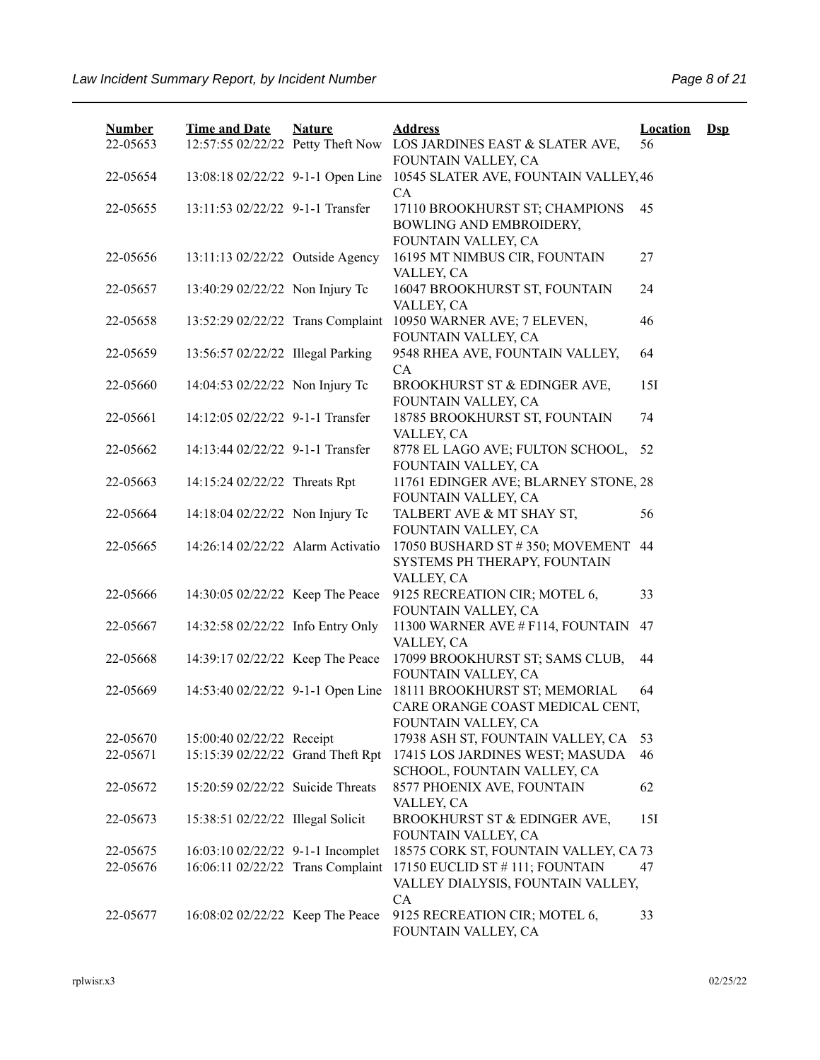| Number | Time and Date | Nature | Address | Location | Dsp |
|---|---|---|---|---|---|
| 22-05653 | 12:57:55 02/22/22 | Petty Theft Now | LOS JARDINES EAST & SLATER AVE, FOUNTAIN VALLEY, CA | 56 | |
| 22-05654 | 13:08:18 02/22/22 | 9-1-1 Open Line | 10545 SLATER AVE, FOUNTAIN VALLEY, CA | 46 | |
| 22-05655 | 13:11:53 02/22/22 | 9-1-1 Transfer | 17110 BROOKHURST ST; CHAMPIONS BOWLING AND EMBROIDERY, FOUNTAIN VALLEY, CA | 45 | |
| 22-05656 | 13:11:13 02/22/22 | Outside Agency | 16195 MT NIMBUS CIR, FOUNTAIN VALLEY, CA | 27 | |
| 22-05657 | 13:40:29 02/22/22 | Non Injury Tc | 16047 BROOKHURST ST, FOUNTAIN VALLEY, CA | 24 | |
| 22-05658 | 13:52:29 02/22/22 | Trans Complaint | 10950 WARNER AVE; 7 ELEVEN, FOUNTAIN VALLEY, CA | 46 | |
| 22-05659 | 13:56:57 02/22/22 | Illegal Parking | 9548 RHEA AVE, FOUNTAIN VALLEY, CA | 64 | |
| 22-05660 | 14:04:53 02/22/22 | Non Injury Tc | BROOKHURST ST & EDINGER AVE, FOUNTAIN VALLEY, CA | 15I | |
| 22-05661 | 14:12:05 02/22/22 | 9-1-1 Transfer | 18785 BROOKHURST ST, FOUNTAIN VALLEY, CA | 74 | |
| 22-05662 | 14:13:44 02/22/22 | 9-1-1 Transfer | 8778 EL LAGO AVE; FULTON SCHOOL, FOUNTAIN VALLEY, CA | 52 | |
| 22-05663 | 14:15:24 02/22/22 | Threats Rpt | 11761 EDINGER AVE; BLARNEY STONE, FOUNTAIN VALLEY, CA | 28 | |
| 22-05664 | 14:18:04 02/22/22 | Non Injury Tc | TALBERT AVE & MT SHAY ST, FOUNTAIN VALLEY, CA | 56 | |
| 22-05665 | 14:26:14 02/22/22 | Alarm Activatio | 17050 BUSHARD ST # 350; MOVEMENT SYSTEMS PH THERAPY, FOUNTAIN VALLEY, CA | 44 | |
| 22-05666 | 14:30:05 02/22/22 | Keep The Peace | 9125 RECREATION CIR; MOTEL 6, FOUNTAIN VALLEY, CA | 33 | |
| 22-05667 | 14:32:58 02/22/22 | Info Entry Only | 11300 WARNER AVE # F114, FOUNTAIN VALLEY, CA | 47 | |
| 22-05668 | 14:39:17 02/22/22 | Keep The Peace | 17099 BROOKHURST ST; SAMS CLUB, FOUNTAIN VALLEY, CA | 44 | |
| 22-05669 | 14:53:40 02/22/22 | 9-1-1 Open Line | 18111 BROOKHURST ST; MEMORIAL CARE ORANGE COAST MEDICAL CENT, FOUNTAIN VALLEY, CA | 64 | |
| 22-05670 | 15:00:40 02/22/22 | Receipt | 17938 ASH ST, FOUNTAIN VALLEY, CA | 53 | |
| 22-05671 | 15:15:39 02/22/22 | Grand Theft Rpt | 17415 LOS JARDINES WEST; MASUDA SCHOOL, FOUNTAIN VALLEY, CA | 46 | |
| 22-05672 | 15:20:59 02/22/22 | Suicide Threats | 8577 PHOENIX AVE, FOUNTAIN VALLEY, CA | 62 | |
| 22-05673 | 15:38:51 02/22/22 | Illegal Solicit | BROOKHURST ST & EDINGER AVE, FOUNTAIN VALLEY, CA | 15I | |
| 22-05675 | 16:03:10 02/22/22 | 9-1-1 Incomplet | 18575 CORK ST, FOUNTAIN VALLEY, CA | 73 | |
| 22-05676 | 16:06:11 02/22/22 | Trans Complaint | 17150 EUCLID ST # 111; FOUNTAIN VALLEY DIALYSIS, FOUNTAIN VALLEY, CA | 47 | |
| 22-05677 | 16:08:02 02/22/22 | Keep The Peace | 9125 RECREATION CIR; MOTEL 6, FOUNTAIN VALLEY, CA | 33 | |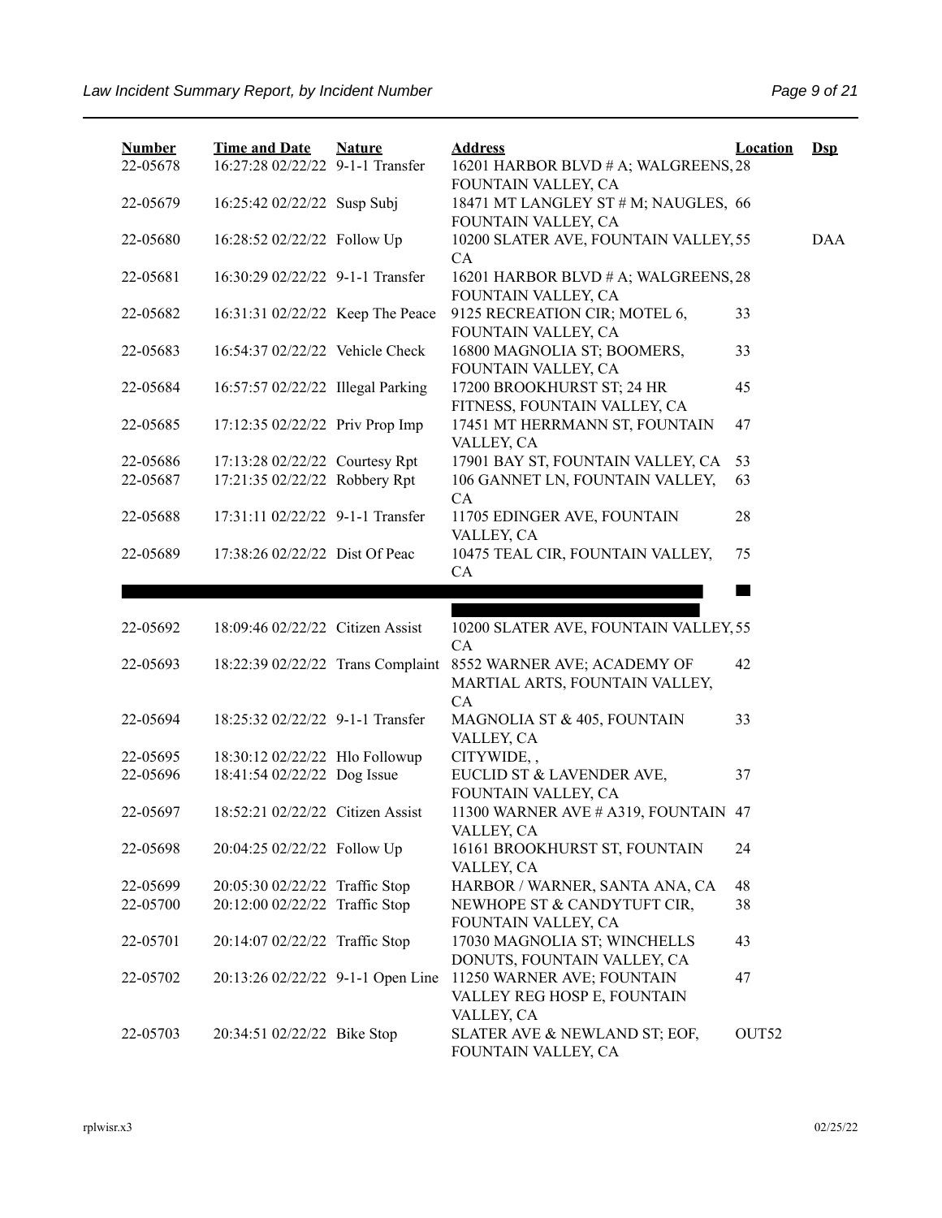| Number | Time and Date | Nature | Address | Location | Dsp |
|---|---|---|---|---|---|
| 22-05678 | 16:27:28 02/22/22 | 9-1-1 Transfer | 16201 HARBOR BLVD # A; WALGREENS, FOUNTAIN VALLEY, CA | 28 | |
| 22-05679 | 16:25:42 02/22/22 | Susp Subj | 18471 MT LANGLEY ST # M; NAUGLES, FOUNTAIN VALLEY, CA | 66 | |
| 22-05680 | 16:28:52 02/22/22 | Follow Up | 10200 SLATER AVE, FOUNTAIN VALLEY, CA | 55 | DAA |
| 22-05681 | 16:30:29 02/22/22 | 9-1-1 Transfer | 16201 HARBOR BLVD # A; WALGREENS, FOUNTAIN VALLEY, CA | 28 | |
| 22-05682 | 16:31:31 02/22/22 | Keep The Peace | 9125 RECREATION CIR; MOTEL 6, FOUNTAIN VALLEY, CA | 33 | |
| 22-05683 | 16:54:37 02/22/22 | Vehicle Check | 16800 MAGNOLIA ST; BOOMERS, FOUNTAIN VALLEY, CA | 33 | |
| 22-05684 | 16:57:57 02/22/22 | Illegal Parking | 17200 BROOKHURST ST; 24 HR FITNESS, FOUNTAIN VALLEY, CA | 45 | |
| 22-05685 | 17:12:35 02/22/22 | Priv Prop Imp | 17451 MT HERRMANN ST, FOUNTAIN VALLEY, CA | 47 | |
| 22-05686 | 17:13:28 02/22/22 | Courtesy Rpt | 17901 BAY ST, FOUNTAIN VALLEY, CA | 53 | |
| 22-05687 | 17:21:35 02/22/22 | Robbery Rpt | 106 GANNET LN, FOUNTAIN VALLEY, CA | 63 | |
| 22-05688 | 17:31:11 02/22/22 | 9-1-1 Transfer | 11705 EDINGER AVE, FOUNTAIN VALLEY, CA | 28 | |
| 22-05689 | 17:38:26 02/22/22 | Dist Of Peac | 10475 TEAL CIR, FOUNTAIN VALLEY, CA | 75 | |
| 22-05692 | 18:09:46 02/22/22 | Citizen Assist | 10200 SLATER AVE, FOUNTAIN VALLEY, CA | 55 | |
| 22-05693 | 18:22:39 02/22/22 | Trans Complaint | 8552 WARNER AVE; ACADEMY OF MARTIAL ARTS, FOUNTAIN VALLEY, CA | 42 | |
| 22-05694 | 18:25:32 02/22/22 | 9-1-1 Transfer | MAGNOLIA ST & 405, FOUNTAIN VALLEY, CA | 33 | |
| 22-05695 | 18:30:12 02/22/22 | Hlo Followup | CITYWIDE, , | | |
| 22-05696 | 18:41:54 02/22/22 | Dog Issue | EUCLID ST & LAVENDER AVE, FOUNTAIN VALLEY, CA | 37 | |
| 22-05697 | 18:52:21 02/22/22 | Citizen Assist | 11300 WARNER AVE # A319, FOUNTAIN VALLEY, CA | 47 | |
| 22-05698 | 20:04:25 02/22/22 | Follow Up | 16161 BROOKHURST ST, FOUNTAIN VALLEY, CA | 24 | |
| 22-05699 | 20:05:30 02/22/22 | Traffic Stop | HARBOR / WARNER, SANTA ANA, CA | 48 | |
| 22-05700 | 20:12:00 02/22/22 | Traffic Stop | NEWHOPE ST & CANDYTUFT CIR, FOUNTAIN VALLEY, CA | 38 | |
| 22-05701 | 20:14:07 02/22/22 | Traffic Stop | 17030 MAGNOLIA ST; WINCHELLS DONUTS, FOUNTAIN VALLEY, CA | 43 | |
| 22-05702 | 20:13:26 02/22/22 | 9-1-1 Open Line | 11250 WARNER AVE; FOUNTAIN VALLEY REG HOSP E, FOUNTAIN VALLEY, CA | 47 | |
| 22-05703 | 20:34:51 02/22/22 | Bike Stop | SLATER AVE & NEWLAND ST; EOF, FOUNTAIN VALLEY, CA | OUT52 | |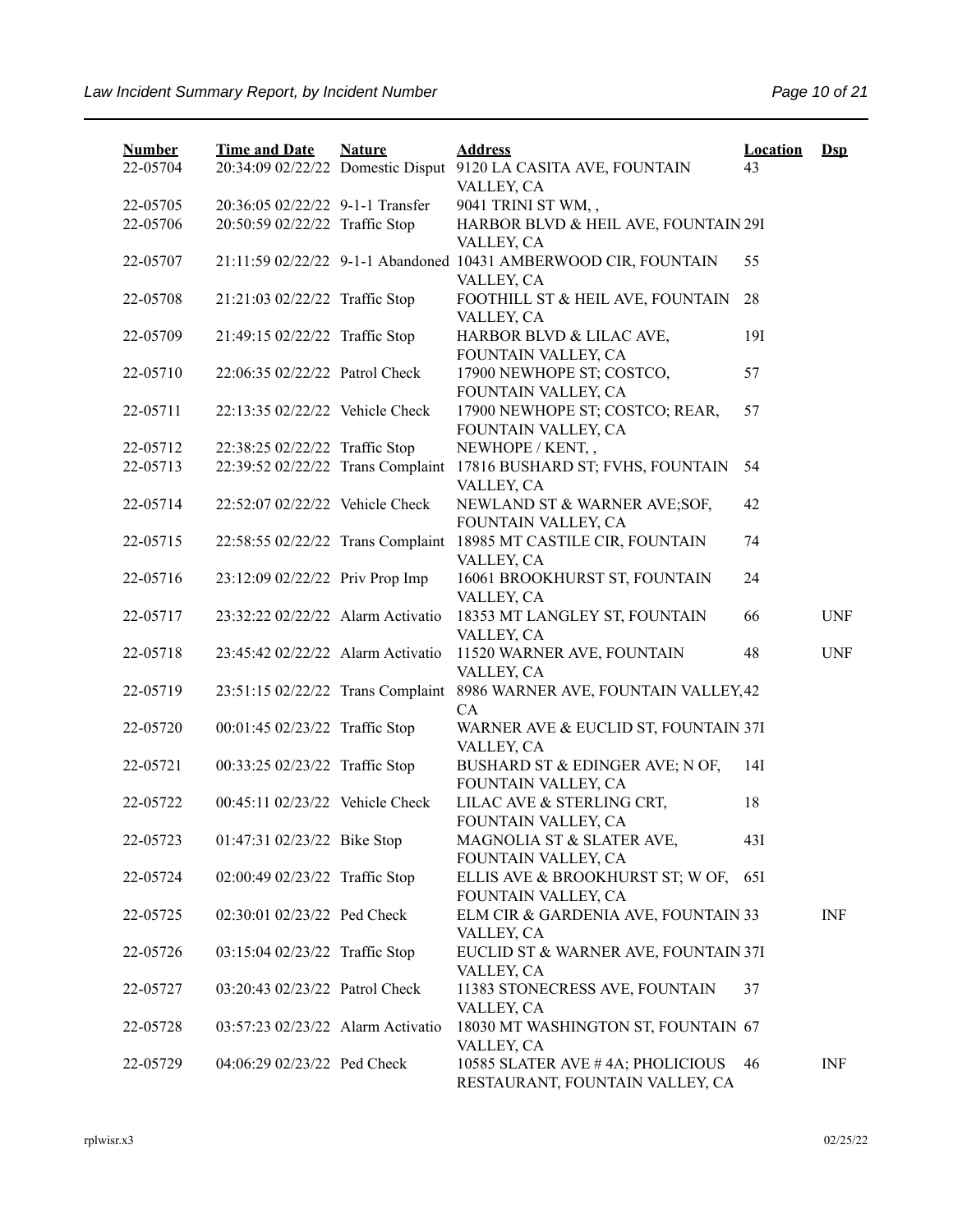| Number | Time and Date | Nature | Address | Location | Dsp |
|---|---|---|---|---|---|
| 22-05704 | 20:34:09 02/22/22 | Domestic Disput | 9120 LA CASITA AVE, FOUNTAIN VALLEY, CA | 43 | |
| 22-05705 | 20:36:05 02/22/22 | 9-1-1 Transfer | 9041 TRINI ST WM, , | | |
| 22-05706 | 20:50:59 02/22/22 | Traffic Stop | HARBOR BLVD & HEIL AVE, FOUNTAIN VALLEY, CA | 29I | |
| 22-05707 | 21:11:59 02/22/22 | 9-1-1 Abandoned | 10431 AMBERWOOD CIR, FOUNTAIN VALLEY, CA | 55 | |
| 22-05708 | 21:21:03 02/22/22 | Traffic Stop | FOOTHILL ST & HEIL AVE, FOUNTAIN VALLEY, CA | 28 | |
| 22-05709 | 21:49:15 02/22/22 | Traffic Stop | HARBOR BLVD & LILAC AVE, FOUNTAIN VALLEY, CA | 19I | |
| 22-05710 | 22:06:35 02/22/22 | Patrol Check | 17900 NEWHOPE ST; COSTCO, FOUNTAIN VALLEY, CA | 57 | |
| 22-05711 | 22:13:35 02/22/22 | Vehicle Check | 17900 NEWHOPE ST; COSTCO; REAR, FOUNTAIN VALLEY, CA | 57 | |
| 22-05712 | 22:38:25 02/22/22 | Traffic Stop | NEWHOPE / KENT, , | | |
| 22-05713 | 22:39:52 02/22/22 | Trans Complaint | 17816 BUSHARD ST; FVHS, FOUNTAIN VALLEY, CA | 54 | |
| 22-05714 | 22:52:07 02/22/22 | Vehicle Check | NEWLAND ST & WARNER AVE;SOF, FOUNTAIN VALLEY, CA | 42 | |
| 22-05715 | 22:58:55 02/22/22 | Trans Complaint | 18985 MT CASTILE CIR, FOUNTAIN VALLEY, CA | 74 | |
| 22-05716 | 23:12:09 02/22/22 | Priv Prop Imp | 16061 BROOKHURST ST, FOUNTAIN VALLEY, CA | 24 | |
| 22-05717 | 23:32:22 02/22/22 | Alarm Activatio | 18353 MT LANGLEY ST, FOUNTAIN VALLEY, CA | 66 | UNF |
| 22-05718 | 23:45:42 02/22/22 | Alarm Activatio | 11520 WARNER AVE, FOUNTAIN VALLEY, CA | 48 | UNF |
| 22-05719 | 23:51:15 02/22/22 | Trans Complaint | 8986 WARNER AVE, FOUNTAIN VALLEY, CA | 42 | |
| 22-05720 | 00:01:45 02/23/22 | Traffic Stop | WARNER AVE & EUCLID ST, FOUNTAIN VALLEY, CA | 37I | |
| 22-05721 | 00:33:25 02/23/22 | Traffic Stop | BUSHARD ST & EDINGER AVE; N OF, FOUNTAIN VALLEY, CA | 14I | |
| 22-05722 | 00:45:11 02/23/22 | Vehicle Check | LILAC AVE & STERLING CRT, FOUNTAIN VALLEY, CA | 18 | |
| 22-05723 | 01:47:31 02/23/22 | Bike Stop | MAGNOLIA ST & SLATER AVE, FOUNTAIN VALLEY, CA | 43I | |
| 22-05724 | 02:00:49 02/23/22 | Traffic Stop | ELLIS AVE & BROOKHURST ST; W OF, FOUNTAIN VALLEY, CA | 65I | |
| 22-05725 | 02:30:01 02/23/22 | Ped Check | ELM CIR & GARDENIA AVE, FOUNTAIN VALLEY, CA | 33 | INF |
| 22-05726 | 03:15:04 02/23/22 | Traffic Stop | EUCLID ST & WARNER AVE, FOUNTAIN VALLEY, CA | 37I | |
| 22-05727 | 03:20:43 02/23/22 | Patrol Check | 11383 STONECRESS AVE, FOUNTAIN VALLEY, CA | 37 | |
| 22-05728 | 03:57:23 02/23/22 | Alarm Activatio | 18030 MT WASHINGTON ST, FOUNTAIN VALLEY, CA | 67 | |
| 22-05729 | 04:06:29 02/23/22 | Ped Check | 10585 SLATER AVE # 4A; PHOLICIOUS RESTAURANT, FOUNTAIN VALLEY, CA | 46 | INF |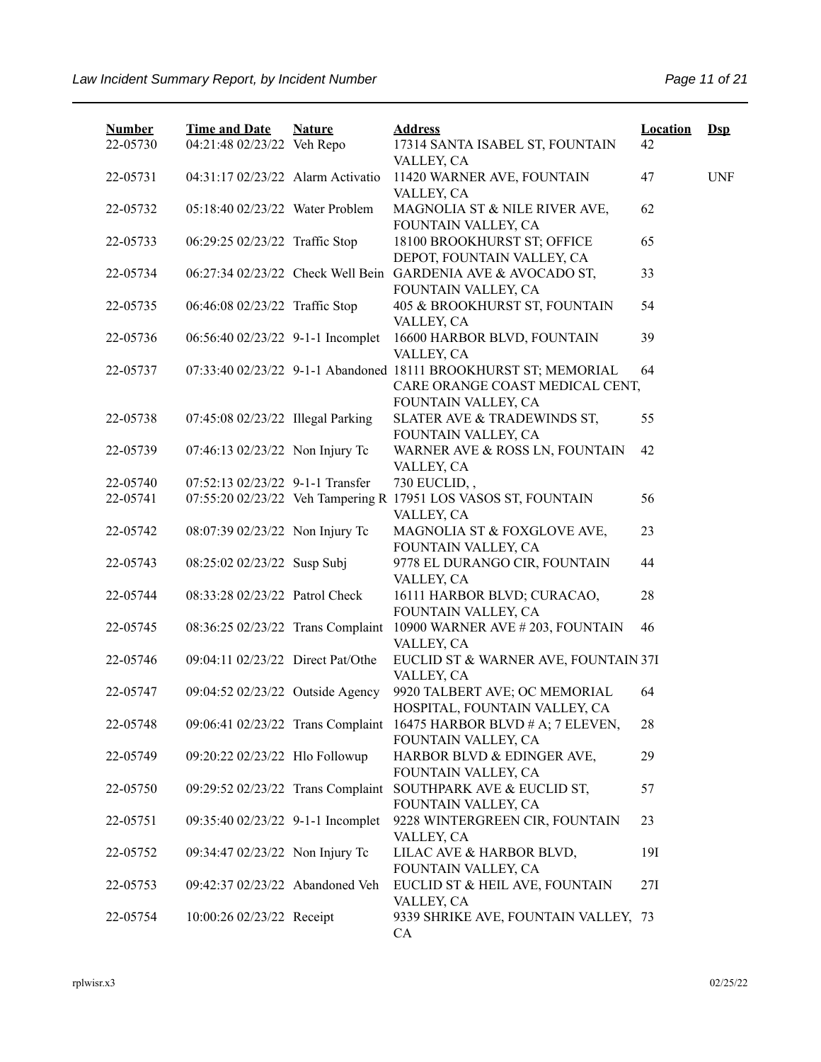| Number | Time and Date | Nature | Address | Location | Dsp |
|---|---|---|---|---|---|
| 22-05730 | 04:21:48 02/23/22 | Veh Repo | 17314 SANTA ISABEL ST, FOUNTAIN VALLEY, CA | 42 | |
| 22-05731 | 04:31:17 02/23/22 | Alarm Activatio | 11420 WARNER AVE, FOUNTAIN VALLEY, CA | 47 | UNF |
| 22-05732 | 05:18:40 02/23/22 | Water Problem | MAGNOLIA ST & NILE RIVER AVE, FOUNTAIN VALLEY, CA | 62 | |
| 22-05733 | 06:29:25 02/23/22 | Traffic Stop | 18100 BROOKHURST ST; OFFICE DEPOT, FOUNTAIN VALLEY, CA | 65 | |
| 22-05734 | 06:27:34 02/23/22 | Check Well Bein | GARDENIA AVE & AVOCADO ST, FOUNTAIN VALLEY, CA | 33 | |
| 22-05735 | 06:46:08 02/23/22 | Traffic Stop | 405 & BROOKHURST ST, FOUNTAIN VALLEY, CA | 54 | |
| 22-05736 | 06:56:40 02/23/22 | 9-1-1 Incomplet | 16600 HARBOR BLVD, FOUNTAIN VALLEY, CA | 39 | |
| 22-05737 | 07:33:40 02/23/22 | 9-1-1 Abandoned | 18111 BROOKHURST ST; MEMORIAL CARE ORANGE COAST MEDICAL CENT, FOUNTAIN VALLEY, CA | 64 | |
| 22-05738 | 07:45:08 02/23/22 | Illegal Parking | SLATER AVE & TRADEWINDS ST, FOUNTAIN VALLEY, CA | 55 | |
| 22-05739 | 07:46:13 02/23/22 | Non Injury Tc | WARNER AVE & ROSS LN, FOUNTAIN VALLEY, CA | 42 | |
| 22-05740 | 07:52:13 02/23/22 | 9-1-1 Transfer | 730 EUCLID, , | | |
| 22-05741 | 07:55:20 02/23/22 | Veh Tampering R | 17951 LOS VASOS ST, FOUNTAIN VALLEY, CA | 56 | |
| 22-05742 | 08:07:39 02/23/22 | Non Injury Tc | MAGNOLIA ST & FOXGLOVE AVE, FOUNTAIN VALLEY, CA | 23 | |
| 22-05743 | 08:25:02 02/23/22 | Susp Subj | 9778 EL DURANGO CIR, FOUNTAIN VALLEY, CA | 44 | |
| 22-05744 | 08:33:28 02/23/22 | Patrol Check | 16111 HARBOR BLVD; CURACAO, FOUNTAIN VALLEY, CA | 28 | |
| 22-05745 | 08:36:25 02/23/22 | Trans Complaint | 10900 WARNER AVE # 203, FOUNTAIN VALLEY, CA | 46 | |
| 22-05746 | 09:04:11 02/23/22 | Direct Pat/Othe | EUCLID ST & WARNER AVE, FOUNTAIN VALLEY, CA | 37I | |
| 22-05747 | 09:04:52 02/23/22 | Outside Agency | 9920 TALBERT AVE; OC MEMORIAL HOSPITAL, FOUNTAIN VALLEY, CA | 64 | |
| 22-05748 | 09:06:41 02/23/22 | Trans Complaint | 16475 HARBOR BLVD # A; 7 ELEVEN, FOUNTAIN VALLEY, CA | 28 | |
| 22-05749 | 09:20:22 02/23/22 | Hlo Followup | HARBOR BLVD & EDINGER AVE, FOUNTAIN VALLEY, CA | 29 | |
| 22-05750 | 09:29:52 02/23/22 | Trans Complaint | SOUTHPARK AVE & EUCLID ST, FOUNTAIN VALLEY, CA | 57 | |
| 22-05751 | 09:35:40 02/23/22 | 9-1-1 Incomplet | 9228 WINTERGREEN CIR, FOUNTAIN VALLEY, CA | 23 | |
| 22-05752 | 09:34:47 02/23/22 | Non Injury Tc | LILAC AVE & HARBOR BLVD, FOUNTAIN VALLEY, CA | 19I | |
| 22-05753 | 09:42:37 02/23/22 | Abandoned Veh | EUCLID ST & HEIL AVE, FOUNTAIN VALLEY, CA | 27I | |
| 22-05754 | 10:00:26 02/23/22 | Receipt | 9339 SHRIKE AVE, FOUNTAIN VALLEY, CA | 73 | |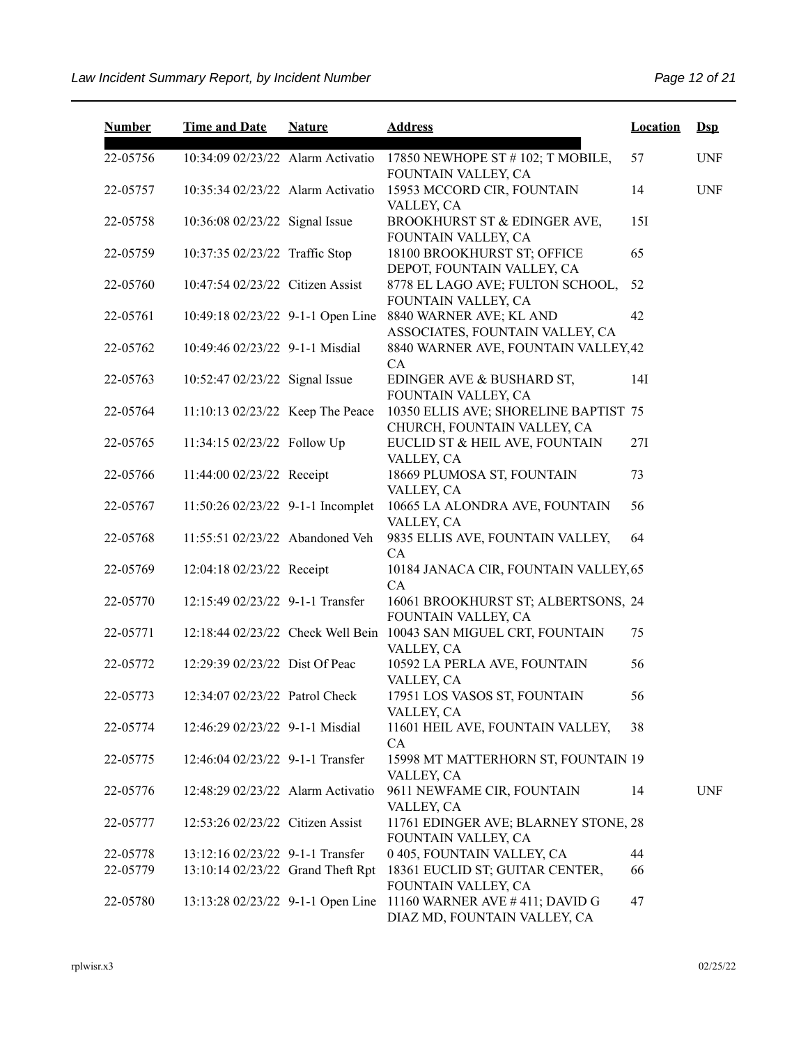| Number | Time and Date | Nature | Address | Location | Dsp |
|---|---|---|---|---|---|
| 22-05756 | 10:34:09 02/23/22 | Alarm Activatio | 17850 NEWHOPE ST # 102; T MOBILE, FOUNTAIN VALLEY, CA | 57 | UNF |
| 22-05757 | 10:35:34 02/23/22 | Alarm Activatio | 15953 MCCORD CIR, FOUNTAIN VALLEY, CA | 14 | UNF |
| 22-05758 | 10:36:08 02/23/22 | Signal Issue | BROOKHURST ST & EDINGER AVE, FOUNTAIN VALLEY, CA | 15I | |
| 22-05759 | 10:37:35 02/23/22 | Traffic Stop | 18100 BROOKHURST ST; OFFICE DEPOT, FOUNTAIN VALLEY, CA | 65 | |
| 22-05760 | 10:47:54 02/23/22 | Citizen Assist | 8778 EL LAGO AVE; FULTON SCHOOL, FOUNTAIN VALLEY, CA | 52 | |
| 22-05761 | 10:49:18 02/23/22 | 9-1-1 Open Line | 8840 WARNER AVE; KL AND ASSOCIATES, FOUNTAIN VALLEY, CA | 42 | |
| 22-05762 | 10:49:46 02/23/22 | 9-1-1 Misdial | 8840 WARNER AVE, FOUNTAIN VALLEY, CA | 42 | |
| 22-05763 | 10:52:47 02/23/22 | Signal Issue | EDINGER AVE & BUSHARD ST, FOUNTAIN VALLEY, CA | 14I | |
| 22-05764 | 11:10:13 02/23/22 | Keep The Peace | 10350 ELLIS AVE; SHORELINE BAPTIST CHURCH, FOUNTAIN VALLEY, CA | 75 | |
| 22-05765 | 11:34:15 02/23/22 | Follow Up | EUCLID ST & HEIL AVE, FOUNTAIN VALLEY, CA | 27I | |
| 22-05766 | 11:44:00 02/23/22 | Receipt | 18669 PLUMOSA ST, FOUNTAIN VALLEY, CA | 73 | |
| 22-05767 | 11:50:26 02/23/22 | 9-1-1 Incomplet | 10665 LA ALONDRA AVE, FOUNTAIN VALLEY, CA | 56 | |
| 22-05768 | 11:55:51 02/23/22 | Abandoned Veh | 9835 ELLIS AVE, FOUNTAIN VALLEY, CA | 64 | |
| 22-05769 | 12:04:18 02/23/22 | Receipt | 10184 JANACA CIR, FOUNTAIN VALLEY, CA | 65 | |
| 22-05770 | 12:15:49 02/23/22 | 9-1-1 Transfer | 16061 BROOKHURST ST; ALBERTSONS, FOUNTAIN VALLEY, CA | 24 | |
| 22-05771 | 12:18:44 02/23/22 | Check Well Bein | 10043 SAN MIGUEL CRT, FOUNTAIN VALLEY, CA | 75 | |
| 22-05772 | 12:29:39 02/23/22 | Dist Of Peac | 10592 LA PERLA AVE, FOUNTAIN VALLEY, CA | 56 | |
| 22-05773 | 12:34:07 02/23/22 | Patrol Check | 17951 LOS VASOS ST, FOUNTAIN VALLEY, CA | 56 | |
| 22-05774 | 12:46:29 02/23/22 | 9-1-1 Misdial | 11601 HEIL AVE, FOUNTAIN VALLEY, CA | 38 | |
| 22-05775 | 12:46:04 02/23/22 | 9-1-1 Transfer | 15998 MT MATTERHORN ST, FOUNTAIN VALLEY, CA | 19 | |
| 22-05776 | 12:48:29 02/23/22 | Alarm Activatio | 9611 NEWFAME CIR, FOUNTAIN VALLEY, CA | 14 | UNF |
| 22-05777 | 12:53:26 02/23/22 | Citizen Assist | 11761 EDINGER AVE; BLARNEY STONE, FOUNTAIN VALLEY, CA | 28 | |
| 22-05778 | 13:12:16 02/23/22 | 9-1-1 Transfer | 0 405, FOUNTAIN VALLEY, CA | 44 | |
| 22-05779 | 13:10:14 02/23/22 | Grand Theft Rpt | 18361 EUCLID ST; GUITAR CENTER, FOUNTAIN VALLEY, CA | 66 | |
| 22-05780 | 13:13:28 02/23/22 | 9-1-1 Open Line | 11160 WARNER AVE # 411; DAVID G DIAZ MD, FOUNTAIN VALLEY, CA | 47 | |

rplwisr.x3 02/25/22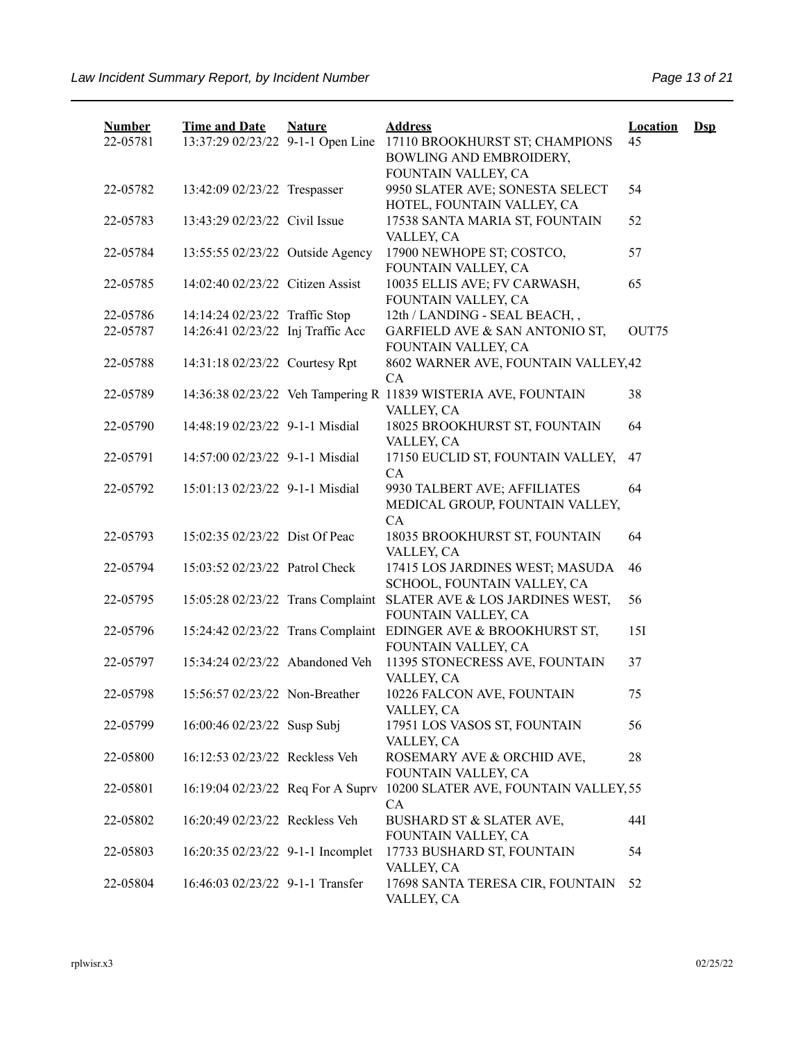| Number | Time and Date | Nature | Address | Location | Dsp |
|---|---|---|---|---|---|
| 22-05781 | 13:37:29 02/23/22 | 9-1-1 Open Line | 17110 BROOKHURST ST; CHAMPIONS BOWLING AND EMBROIDERY, FOUNTAIN VALLEY, CA | 45 | |
| 22-05782 | 13:42:09 02/23/22 | Trespasser | 9950 SLATER AVE; SONESTA SELECT HOTEL, FOUNTAIN VALLEY, CA | 54 | |
| 22-05783 | 13:43:29 02/23/22 | Civil Issue | 17538 SANTA MARIA ST, FOUNTAIN VALLEY, CA | 52 | |
| 22-05784 | 13:55:55 02/23/22 | Outside Agency | 17900 NEWHOPE ST; COSTCO, FOUNTAIN VALLEY, CA | 57 | |
| 22-05785 | 14:02:40 02/23/22 | Citizen Assist | 10035 ELLIS AVE; FV CARWASH, FOUNTAIN VALLEY, CA | 65 | |
| 22-05786 | 14:14:24 02/23/22 | Traffic Stop | 12th / LANDING - SEAL BEACH, , | | |
| 22-05787 | 14:26:41 02/23/22 | Inj Traffic Acc | GARFIELD AVE & SAN ANTONIO ST, FOUNTAIN VALLEY, CA | OUT75 | |
| 22-05788 | 14:31:18 02/23/22 | Courtesy Rpt | 8602 WARNER AVE, FOUNTAIN VALLEY, CA | 42 | |
| 22-05789 | 14:36:38 02/23/22 | Veh Tampering R | 11839 WISTERIA AVE, FOUNTAIN VALLEY, CA | 38 | |
| 22-05790 | 14:48:19 02/23/22 | 9-1-1 Misdial | 18025 BROOKHURST ST, FOUNTAIN VALLEY, CA | 64 | |
| 22-05791 | 14:57:00 02/23/22 | 9-1-1 Misdial | 17150 EUCLID ST, FOUNTAIN VALLEY, CA | 47 | |
| 22-05792 | 15:01:13 02/23/22 | 9-1-1 Misdial | 9930 TALBERT AVE; AFFILIATES MEDICAL GROUP, FOUNTAIN VALLEY, CA | 64 | |
| 22-05793 | 15:02:35 02/23/22 | Dist Of Peac | 18035 BROOKHURST ST, FOUNTAIN VALLEY, CA | 64 | |
| 22-05794 | 15:03:52 02/23/22 | Patrol Check | 17415 LOS JARDINES WEST; MASUDA SCHOOL, FOUNTAIN VALLEY, CA | 46 | |
| 22-05795 | 15:05:28 02/23/22 | Trans Complaint | SLATER AVE & LOS JARDINES WEST, FOUNTAIN VALLEY, CA | 56 | |
| 22-05796 | 15:24:42 02/23/22 | Trans Complaint | EDINGER AVE & BROOKHURST ST, FOUNTAIN VALLEY, CA | 15I | |
| 22-05797 | 15:34:24 02/23/22 | Abandoned Veh | 11395 STONECRESS AVE, FOUNTAIN VALLEY, CA | 37 | |
| 22-05798 | 15:56:57 02/23/22 | Non-Breather | 10226 FALCON AVE, FOUNTAIN VALLEY, CA | 75 | |
| 22-05799 | 16:00:46 02/23/22 | Susp Subj | 17951 LOS VASOS ST, FOUNTAIN VALLEY, CA | 56 | |
| 22-05800 | 16:12:53 02/23/22 | Reckless Veh | ROSEMARY AVE & ORCHID AVE, FOUNTAIN VALLEY, CA | 28 | |
| 22-05801 | 16:19:04 02/23/22 | Req For A Suprv | 10200 SLATER AVE, FOUNTAIN VALLEY, CA | 55 | |
| 22-05802 | 16:20:49 02/23/22 | Reckless Veh | BUSHARD ST & SLATER AVE, FOUNTAIN VALLEY, CA | 44I | |
| 22-05803 | 16:20:35 02/23/22 | 9-1-1 Incomplet | 17733 BUSHARD ST, FOUNTAIN VALLEY, CA | 54 | |
| 22-05804 | 16:46:03 02/23/22 | 9-1-1 Transfer | 17698 SANTA TERESA CIR, FOUNTAIN VALLEY, CA | 52 | |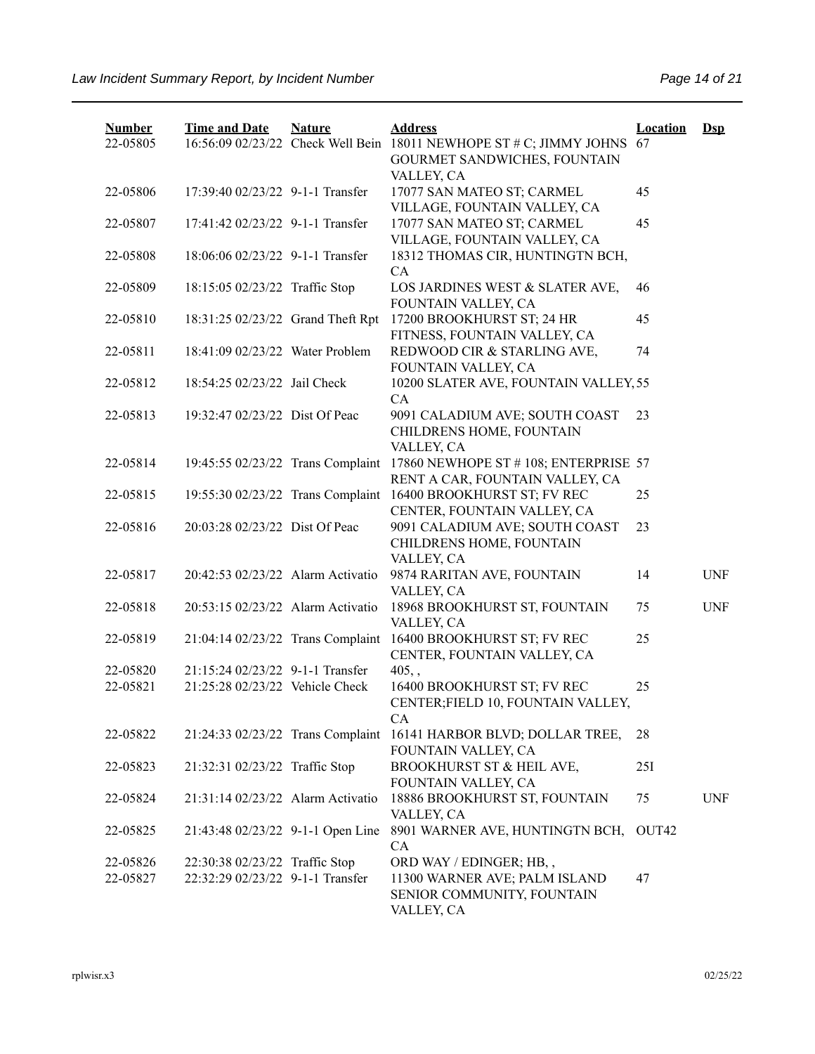| Number | Time and Date | Nature | Address | Location | Dsp |
|---|---|---|---|---|---|
| 22-05805 | 16:56:09 02/23/22 | Check Well Bein | 18011 NEWHOPE ST # C; JIMMY JOHNS GOURMET SANDWICHES, FOUNTAIN VALLEY, CA | 67 | |
| 22-05806 | 17:39:40 02/23/22 | 9-1-1 Transfer | 17077 SAN MATEO ST; CARMEL VILLAGE, FOUNTAIN VALLEY, CA | 45 | |
| 22-05807 | 17:41:42 02/23/22 | 9-1-1 Transfer | 17077 SAN MATEO ST; CARMEL VILLAGE, FOUNTAIN VALLEY, CA | 45 | |
| 22-05808 | 18:06:06 02/23/22 | 9-1-1 Transfer | 18312 THOMAS CIR, HUNTINGTN BCH, CA | | |
| 22-05809 | 18:15:05 02/23/22 | Traffic Stop | LOS JARDINES WEST & SLATER AVE, FOUNTAIN VALLEY, CA | 46 | |
| 22-05810 | 18:31:25 02/23/22 | Grand Theft Rpt | 17200 BROOKHURST ST; 24 HR FITNESS, FOUNTAIN VALLEY, CA | 45 | |
| 22-05811 | 18:41:09 02/23/22 | Water Problem | REDWOOD CIR & STARLING AVE, FOUNTAIN VALLEY, CA | 74 | |
| 22-05812 | 18:54:25 02/23/22 | Jail Check | 10200 SLATER AVE, FOUNTAIN VALLEY, CA | 55 | |
| 22-05813 | 19:32:47 02/23/22 | Dist Of Peac | 9091 CALADIUM AVE; SOUTH COAST CHILDRENS HOME, FOUNTAIN VALLEY, CA | 23 | |
| 22-05814 | 19:45:55 02/23/22 | Trans Complaint | 17860 NEWHOPE ST # 108; ENTERPRISE RENT A CAR, FOUNTAIN VALLEY, CA | 57 | |
| 22-05815 | 19:55:30 02/23/22 | Trans Complaint | 16400 BROOKHURST ST; FV REC CENTER, FOUNTAIN VALLEY, CA | 25 | |
| 22-05816 | 20:03:28 02/23/22 | Dist Of Peac | 9091 CALADIUM AVE; SOUTH COAST CHILDRENS HOME, FOUNTAIN VALLEY, CA | 23 | |
| 22-05817 | 20:42:53 02/23/22 | Alarm Activatio | 9874 RARITAN AVE, FOUNTAIN VALLEY, CA | 14 | UNF |
| 22-05818 | 20:53:15 02/23/22 | Alarm Activatio | 18968 BROOKHURST ST, FOUNTAIN VALLEY, CA | 75 | UNF |
| 22-05819 | 21:04:14 02/23/22 | Trans Complaint | 16400 BROOKHURST ST; FV REC CENTER, FOUNTAIN VALLEY, CA | 25 | |
| 22-05820 | 21:15:24 02/23/22 | 9-1-1 Transfer | 405, , | | |
| 22-05821 | 21:25:28 02/23/22 | Vehicle Check | 16400 BROOKHURST ST; FV REC CENTER;FIELD 10, FOUNTAIN VALLEY, CA | 25 | |
| 22-05822 | 21:24:33 02/23/22 | Trans Complaint | 16141 HARBOR BLVD; DOLLAR TREE, FOUNTAIN VALLEY, CA | 28 | |
| 22-05823 | 21:32:31 02/23/22 | Traffic Stop | BROOKHURST ST & HEIL AVE, FOUNTAIN VALLEY, CA | 25I | |
| 22-05824 | 21:31:14 02/23/22 | Alarm Activatio | 18886 BROOKHURST ST, FOUNTAIN VALLEY, CA | 75 | UNF |
| 22-05825 | 21:43:48 02/23/22 | 9-1-1 Open Line | 8901 WARNER AVE, HUNTINGTN BCH, CA | OUT42 | |
| 22-05826 | 22:30:38 02/23/22 | Traffic Stop | ORD WAY / EDINGER; HB, , | | |
| 22-05827 | 22:32:29 02/23/22 | 9-1-1 Transfer | 11300 WARNER AVE; PALM ISLAND SENIOR COMMUNITY, FOUNTAIN VALLEY, CA | 47 | |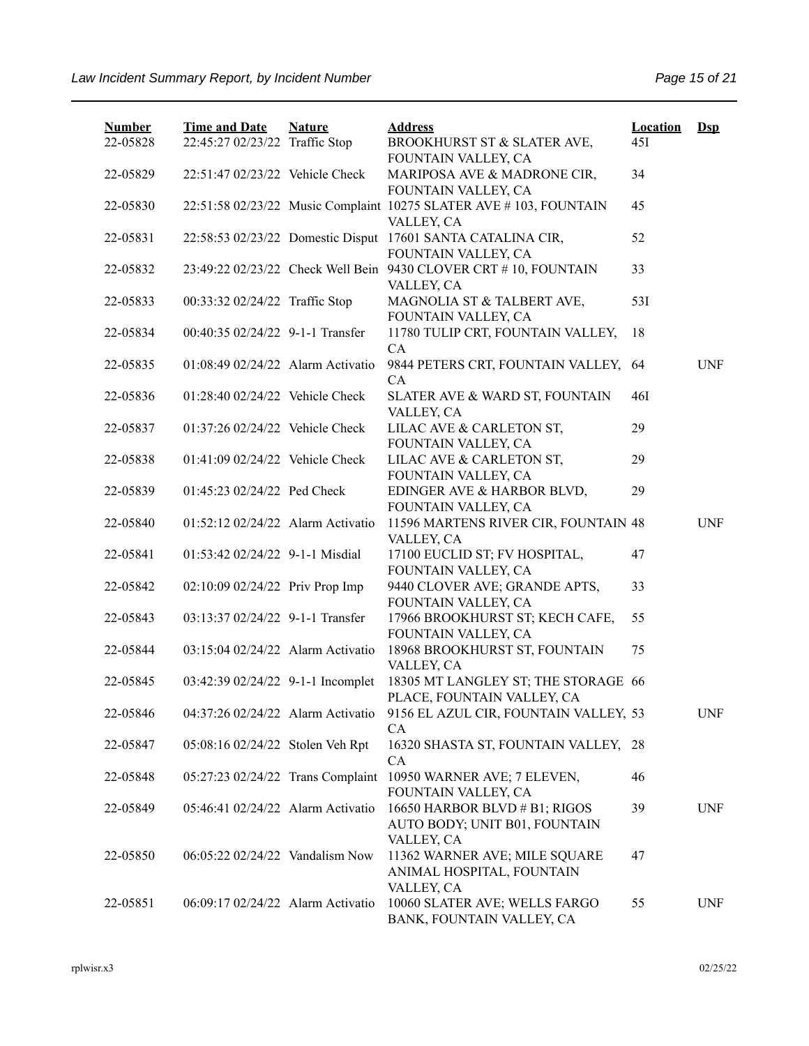| Number | Time and Date | Nature | Address | Location | Dsp |
|---|---|---|---|---|---|
| 22-05828 | 22:45:27 02/23/22 | Traffic Stop | BROOKHURST ST & SLATER AVE, FOUNTAIN VALLEY, CA | 45I | |
| 22-05829 | 22:51:47 02/23/22 | Vehicle Check | MARIPOSA AVE & MADRONE CIR, FOUNTAIN VALLEY, CA | 34 | |
| 22-05830 | 22:51:58 02/23/22 | Music Complaint | 10275 SLATER AVE # 103, FOUNTAIN VALLEY, CA | 45 | |
| 22-05831 | 22:58:53 02/23/22 | Domestic Disput | 17601 SANTA CATALINA CIR, FOUNTAIN VALLEY, CA | 52 | |
| 22-05832 | 23:49:22 02/23/22 | Check Well Bein | 9430 CLOVER CRT # 10, FOUNTAIN VALLEY, CA | 33 | |
| 22-05833 | 00:33:32 02/24/22 | Traffic Stop | MAGNOLIA ST & TALBERT AVE, FOUNTAIN VALLEY, CA | 53I | |
| 22-05834 | 00:40:35 02/24/22 | 9-1-1 Transfer | 11780 TULIP CRT, FOUNTAIN VALLEY, CA | 18 | |
| 22-05835 | 01:08:49 02/24/22 | Alarm Activatio | 9844 PETERS CRT, FOUNTAIN VALLEY, CA | 64 | UNF |
| 22-05836 | 01:28:40 02/24/22 | Vehicle Check | SLATER AVE & WARD ST, FOUNTAIN VALLEY, CA | 46I | |
| 22-05837 | 01:37:26 02/24/22 | Vehicle Check | LILAC AVE & CARLETON ST, FOUNTAIN VALLEY, CA | 29 | |
| 22-05838 | 01:41:09 02/24/22 | Vehicle Check | LILAC AVE & CARLETON ST, FOUNTAIN VALLEY, CA | 29 | |
| 22-05839 | 01:45:23 02/24/22 | Ped Check | EDINGER AVE & HARBOR BLVD, FOUNTAIN VALLEY, CA | 29 | |
| 22-05840 | 01:52:12 02/24/22 | Alarm Activatio | 11596 MARTENS RIVER CIR, FOUNTAIN VALLEY, CA | 48 | UNF |
| 22-05841 | 01:53:42 02/24/22 | 9-1-1 Misdial | 17100 EUCLID ST; FV HOSPITAL, FOUNTAIN VALLEY, CA | 47 | |
| 22-05842 | 02:10:09 02/24/22 | Priv Prop Imp | 9440 CLOVER AVE; GRANDE APTS, FOUNTAIN VALLEY, CA | 33 | |
| 22-05843 | 03:13:37 02/24/22 | 9-1-1 Transfer | 17966 BROOKHURST ST; KECH CAFE, FOUNTAIN VALLEY, CA | 55 | |
| 22-05844 | 03:15:04 02/24/22 | Alarm Activatio | 18968 BROOKHURST ST, FOUNTAIN VALLEY, CA | 75 | |
| 22-05845 | 03:42:39 02/24/22 | 9-1-1 Incomplet | 18305 MT LANGLEY ST; THE STORAGE PLACE, FOUNTAIN VALLEY, CA | 66 | |
| 22-05846 | 04:37:26 02/24/22 | Alarm Activatio | 9156 EL AZUL CIR, FOUNTAIN VALLEY, CA | 53 | UNF |
| 22-05847 | 05:08:16 02/24/22 | Stolen Veh Rpt | 16320 SHASTA ST, FOUNTAIN VALLEY, CA | 28 | |
| 22-05848 | 05:27:23 02/24/22 | Trans Complaint | 10950 WARNER AVE; 7 ELEVEN, FOUNTAIN VALLEY, CA | 46 | |
| 22-05849 | 05:46:41 02/24/22 | Alarm Activatio | 16650 HARBOR BLVD # B1; RIGOS AUTO BODY; UNIT B01, FOUNTAIN VALLEY, CA | 39 | UNF |
| 22-05850 | 06:05:22 02/24/22 | Vandalism Now | 11362 WARNER AVE; MILE SQUARE ANIMAL HOSPITAL, FOUNTAIN VALLEY, CA | 47 | |
| 22-05851 | 06:09:17 02/24/22 | Alarm Activatio | 10060 SLATER AVE; WELLS FARGO BANK, FOUNTAIN VALLEY, CA | 55 | UNF |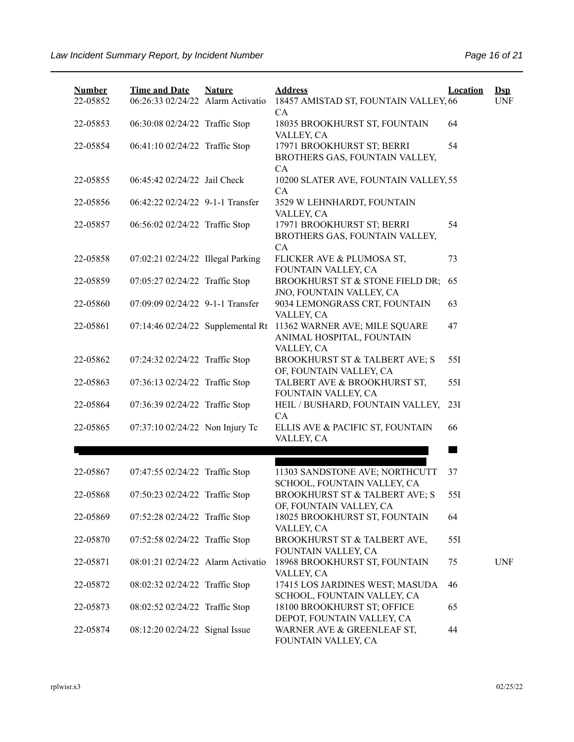| Number | Time and Date | Nature | Address | Location | Dsp |
|---|---|---|---|---|---|
| 22-05852 | 06:26:33 02/24/22 | Alarm Activatio | 18457 AMISTAD ST, FOUNTAIN VALLEY, CA | 66 | UNF |
| 22-05853 | 06:30:08 02/24/22 | Traffic Stop | 18035 BROOKHURST ST, FOUNTAIN VALLEY, CA | 64 | |
| 22-05854 | 06:41:10 02/24/22 | Traffic Stop | 17971 BROOKHURST ST; BERRI BROTHERS GAS, FOUNTAIN VALLEY, CA | 54 | |
| 22-05855 | 06:45:42 02/24/22 | Jail Check | 10200 SLATER AVE, FOUNTAIN VALLEY, CA | 55 | |
| 22-05856 | 06:42:22 02/24/22 | 9-1-1 Transfer | 3529 W LEHNHARDT, FOUNTAIN VALLEY, CA | | |
| 22-05857 | 06:56:02 02/24/22 | Traffic Stop | 17971 BROOKHURST ST; BERRI BROTHERS GAS, FOUNTAIN VALLEY, CA | 54 | |
| 22-05858 | 07:02:21 02/24/22 | Illegal Parking | FLICKER AVE & PLUMOSA ST, FOUNTAIN VALLEY, CA | 73 | |
| 22-05859 | 07:05:27 02/24/22 | Traffic Stop | BROOKHURST ST & STONE FIELD DR; JNO, FOUNTAIN VALLEY, CA | 65 | |
| 22-05860 | 07:09:09 02/24/22 | 9-1-1 Transfer | 9034 LEMONGRASS CRT, FOUNTAIN VALLEY, CA | 63 | |
| 22-05861 | 07:14:46 02/24/22 | Supplemental Rt | 11362 WARNER AVE; MILE SQUARE ANIMAL HOSPITAL, FOUNTAIN VALLEY, CA | 47 | |
| 22-05862 | 07:24:32 02/24/22 | Traffic Stop | BROOKHURST ST & TALBERT AVE; S OF, FOUNTAIN VALLEY, CA | 55I | |
| 22-05863 | 07:36:13 02/24/22 | Traffic Stop | TALBERT AVE & BROOKHURST ST, FOUNTAIN VALLEY, CA | 55I | |
| 22-05864 | 07:36:39 02/24/22 | Traffic Stop | HEIL / BUSHARD, FOUNTAIN VALLEY, CA | 23I | |
| 22-05865 | 07:37:10 02/24/22 | Non Injury Tc | ELLIS AVE & PACIFIC ST, FOUNTAIN VALLEY, CA | 66 | |
| | | | | | |
| 22-05867 | 07:47:55 02/24/22 | Traffic Stop | 11303 SANDSTONE AVE; NORTHCUTT SCHOOL, FOUNTAIN VALLEY, CA | 37 | |
| 22-05868 | 07:50:23 02/24/22 | Traffic Stop | BROOKHURST ST & TALBERT AVE; S OF, FOUNTAIN VALLEY, CA | 55I | |
| 22-05869 | 07:52:28 02/24/22 | Traffic Stop | 18025 BROOKHURST ST, FOUNTAIN VALLEY, CA | 64 | |
| 22-05870 | 07:52:58 02/24/22 | Traffic Stop | BROOKHURST ST & TALBERT AVE, FOUNTAIN VALLEY, CA | 55I | |
| 22-05871 | 08:01:21 02/24/22 | Alarm Activatio | 18968 BROOKHURST ST, FOUNTAIN VALLEY, CA | 75 | UNF |
| 22-05872 | 08:02:32 02/24/22 | Traffic Stop | 17415 LOS JARDINES WEST; MASUDA SCHOOL, FOUNTAIN VALLEY, CA | 46 | |
| 22-05873 | 08:02:52 02/24/22 | Traffic Stop | 18100 BROOKHURST ST; OFFICE DEPOT, FOUNTAIN VALLEY, CA | 65 | |
| 22-05874 | 08:12:20 02/24/22 | Signal Issue | WARNER AVE & GREENLEAF ST, FOUNTAIN VALLEY, CA | 44 | |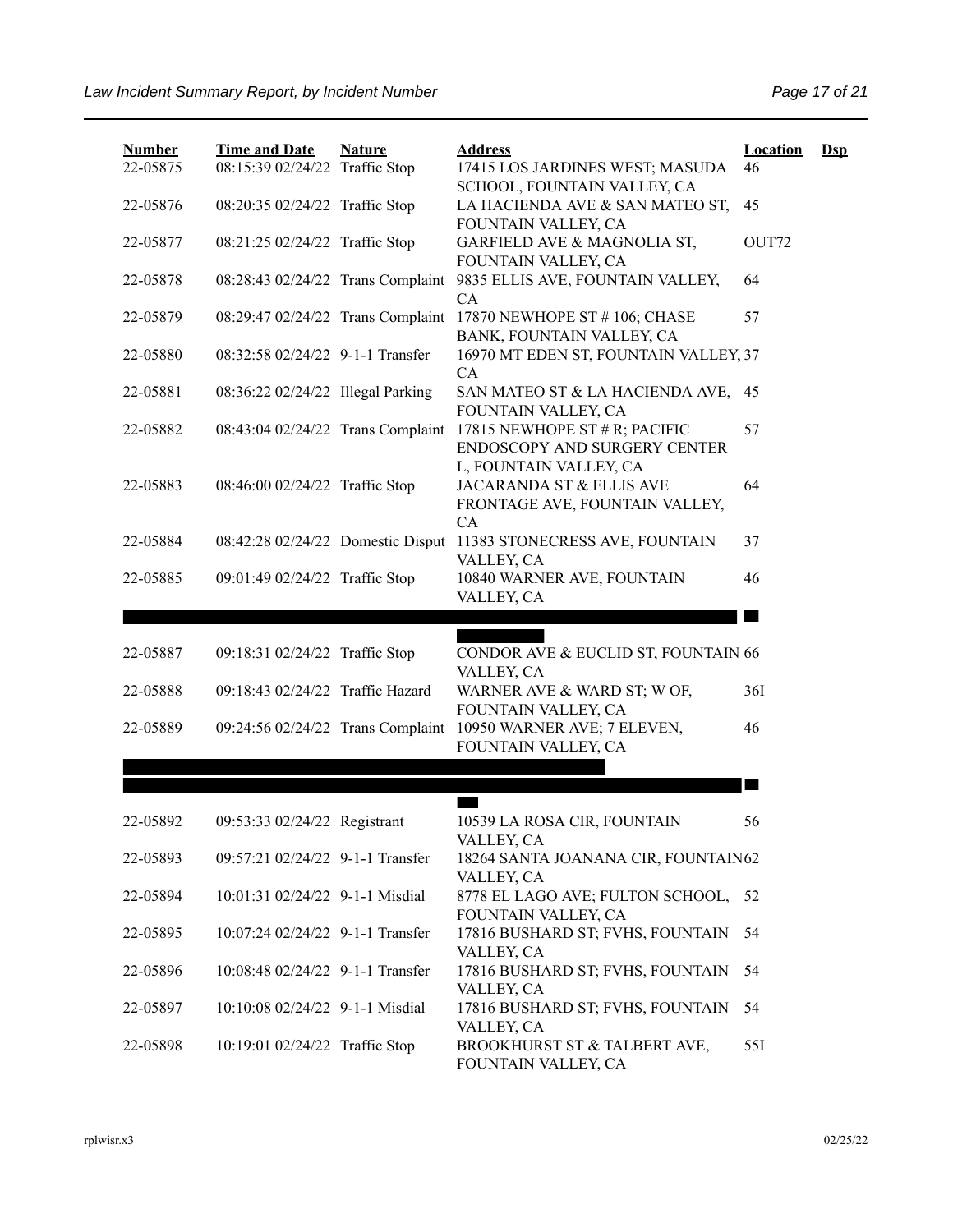| Number | Time and Date | Nature | Address | Location | Dsp |
|---|---|---|---|---|---|
| 22-05875 | 08:15:39 02/24/22 | Traffic Stop | 17415 LOS JARDINES WEST; MASUDA SCHOOL, FOUNTAIN VALLEY, CA | 46 | |
| 22-05876 | 08:20:35 02/24/22 | Traffic Stop | LA HACIENDA AVE & SAN MATEO ST, FOUNTAIN VALLEY, CA | 45 | |
| 22-05877 | 08:21:25 02/24/22 | Traffic Stop | GARFIELD AVE & MAGNOLIA ST, FOUNTAIN VALLEY, CA | OUT72 | |
| 22-05878 | 08:28:43 02/24/22 | Trans Complaint | 9835 ELLIS AVE, FOUNTAIN VALLEY, CA | 64 | |
| 22-05879 | 08:29:47 02/24/22 | Trans Complaint | 17870 NEWHOPE ST # 106; CHASE BANK, FOUNTAIN VALLEY, CA | 57 | |
| 22-05880 | 08:32:58 02/24/22 | 9-1-1 Transfer | 16970 MT EDEN ST, FOUNTAIN VALLEY, CA | 37 | |
| 22-05881 | 08:36:22 02/24/22 | Illegal Parking | SAN MATEO ST & LA HACIENDA AVE, FOUNTAIN VALLEY, CA | 45 | |
| 22-05882 | 08:43:04 02/24/22 | Trans Complaint | 17815 NEWHOPE ST # R; PACIFIC ENDOSCOPY AND SURGERY CENTER L, FOUNTAIN VALLEY, CA | 57 | |
| 22-05883 | 08:46:00 02/24/22 | Traffic Stop | JACARANDA ST & ELLIS AVE FRONTAGE AVE, FOUNTAIN VALLEY, CA | 64 | |
| 22-05884 | 08:42:28 02/24/22 | Domestic Disput | 11383 STONECRESS AVE, FOUNTAIN VALLEY, CA | 37 | |
| 22-05885 | 09:01:49 02/24/22 | Traffic Stop | 10840 WARNER AVE, FOUNTAIN VALLEY, CA | 46 | |
| 22-05887 | 09:18:31 02/24/22 | Traffic Stop | CONDOR AVE & EUCLID ST, FOUNTAIN VALLEY, CA | 66 | |
| 22-05888 | 09:18:43 02/24/22 | Traffic Hazard | WARNER AVE & WARD ST; W OF, FOUNTAIN VALLEY, CA | 36I | |
| 22-05889 | 09:24:56 02/24/22 | Trans Complaint | 10950 WARNER AVE; 7 ELEVEN, FOUNTAIN VALLEY, CA | 46 | |
| 22-05892 | 09:53:33 02/24/22 | Registrant | 10539 LA ROSA CIR, FOUNTAIN VALLEY, CA | 56 | |
| 22-05893 | 09:57:21 02/24/22 | 9-1-1 Transfer | 18264 SANTA JOANANA CIR, FOUNTAIN VALLEY, CA | 62 | |
| 22-05894 | 10:01:31 02/24/22 | 9-1-1 Misdial | 8778 EL LAGO AVE; FULTON SCHOOL, FOUNTAIN VALLEY, CA | 52 | |
| 22-05895 | 10:07:24 02/24/22 | 9-1-1 Transfer | 17816 BUSHARD ST; FVHS, FOUNTAIN VALLEY, CA | 54 | |
| 22-05896 | 10:08:48 02/24/22 | 9-1-1 Transfer | 17816 BUSHARD ST; FVHS, FOUNTAIN VALLEY, CA | 54 | |
| 22-05897 | 10:10:08 02/24/22 | 9-1-1 Misdial | 17816 BUSHARD ST; FVHS, FOUNTAIN VALLEY, CA | 54 | |
| 22-05898 | 10:19:01 02/24/22 | Traffic Stop | BROOKHURST ST & TALBERT AVE, FOUNTAIN VALLEY, CA | 55I | |

rplwisr.x3 02/25/22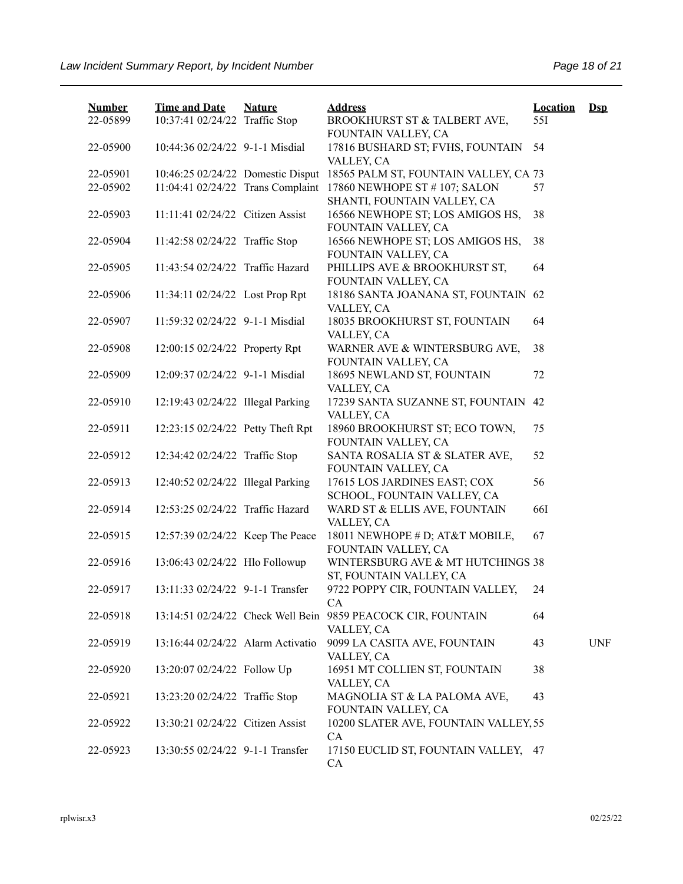| Number | Time and Date | Nature | Address | Location | Dsp |
|---|---|---|---|---|---|
| 22-05899 | 10:37:41 02/24/22 | Traffic Stop | BROOKHURST ST & TALBERT AVE, FOUNTAIN VALLEY, CA | 55I | |
| 22-05900 | 10:44:36 02/24/22 | 9-1-1 Misdial | 17816 BUSHARD ST; FVHS, FOUNTAIN VALLEY, CA | 54 | |
| 22-05901 | 10:46:25 02/24/22 | Domestic Disput | 18565 PALM ST, FOUNTAIN VALLEY, CA | 73 | |
| 22-05902 | 11:04:41 02/24/22 | Trans Complaint | 17860 NEWHOPE ST # 107; SALON SHANTI, FOUNTAIN VALLEY, CA | 57 | |
| 22-05903 | 11:11:41 02/24/22 | Citizen Assist | 16566 NEWHOPE ST; LOS AMIGOS HS, FOUNTAIN VALLEY, CA | 38 | |
| 22-05904 | 11:42:58 02/24/22 | Traffic Stop | 16566 NEWHOPE ST; LOS AMIGOS HS, FOUNTAIN VALLEY, CA | 38 | |
| 22-05905 | 11:43:54 02/24/22 | Traffic Hazard | PHILLIPS AVE & BROOKHURST ST, FOUNTAIN VALLEY, CA | 64 | |
| 22-05906 | 11:34:11 02/24/22 | Lost Prop Rpt | 18186 SANTA JOANANA ST, FOUNTAIN VALLEY, CA | 62 | |
| 22-05907 | 11:59:32 02/24/22 | 9-1-1 Misdial | 18035 BROOKHURST ST, FOUNTAIN VALLEY, CA | 64 | |
| 22-05908 | 12:00:15 02/24/22 | Property Rpt | WARNER AVE & WINTERSBURG AVE, FOUNTAIN VALLEY, CA | 38 | |
| 22-05909 | 12:09:37 02/24/22 | 9-1-1 Misdial | 18695 NEWLAND ST, FOUNTAIN VALLEY, CA | 72 | |
| 22-05910 | 12:19:43 02/24/22 | Illegal Parking | 17239 SANTA SUZANNE ST, FOUNTAIN VALLEY, CA | 42 | |
| 22-05911 | 12:23:15 02/24/22 | Petty Theft Rpt | 18960 BROOKHURST ST; ECO TOWN, FOUNTAIN VALLEY, CA | 75 | |
| 22-05912 | 12:34:42 02/24/22 | Traffic Stop | SANTA ROSALIA ST & SLATER AVE, FOUNTAIN VALLEY, CA | 52 | |
| 22-05913 | 12:40:52 02/24/22 | Illegal Parking | 17615 LOS JARDINES EAST; COX SCHOOL, FOUNTAIN VALLEY, CA | 56 | |
| 22-05914 | 12:53:25 02/24/22 | Traffic Hazard | WARD ST & ELLIS AVE, FOUNTAIN VALLEY, CA | 66I | |
| 22-05915 | 12:57:39 02/24/22 | Keep The Peace | 18011 NEWHOPE # D; AT&T MOBILE, FOUNTAIN VALLEY, CA | 67 | |
| 22-05916 | 13:06:43 02/24/22 | Hlo Followup | WINTERSBURG AVE & MT HUTCHINGS ST, FOUNTAIN VALLEY, CA | 38 | |
| 22-05917 | 13:11:33 02/24/22 | 9-1-1 Transfer | 9722 POPPY CIR, FOUNTAIN VALLEY, CA | 24 | |
| 22-05918 | 13:14:51 02/24/22 | Check Well Bein | 9859 PEACOCK CIR, FOUNTAIN VALLEY, CA | 64 | |
| 22-05919 | 13:16:44 02/24/22 | Alarm Activatio | 9099 LA CASITA AVE, FOUNTAIN VALLEY, CA | 43 | UNF |
| 22-05920 | 13:20:07 02/24/22 | Follow Up | 16951 MT COLLIEN ST, FOUNTAIN VALLEY, CA | 38 | |
| 22-05921 | 13:23:20 02/24/22 | Traffic Stop | MAGNOLIA ST & LA PALOMA AVE, FOUNTAIN VALLEY, CA | 43 | |
| 22-05922 | 13:30:21 02/24/22 | Citizen Assist | 10200 SLATER AVE, FOUNTAIN VALLEY, CA | 55 | |
| 22-05923 | 13:30:55 02/24/22 | 9-1-1 Transfer | 17150 EUCLID ST, FOUNTAIN VALLEY, CA | 47 | |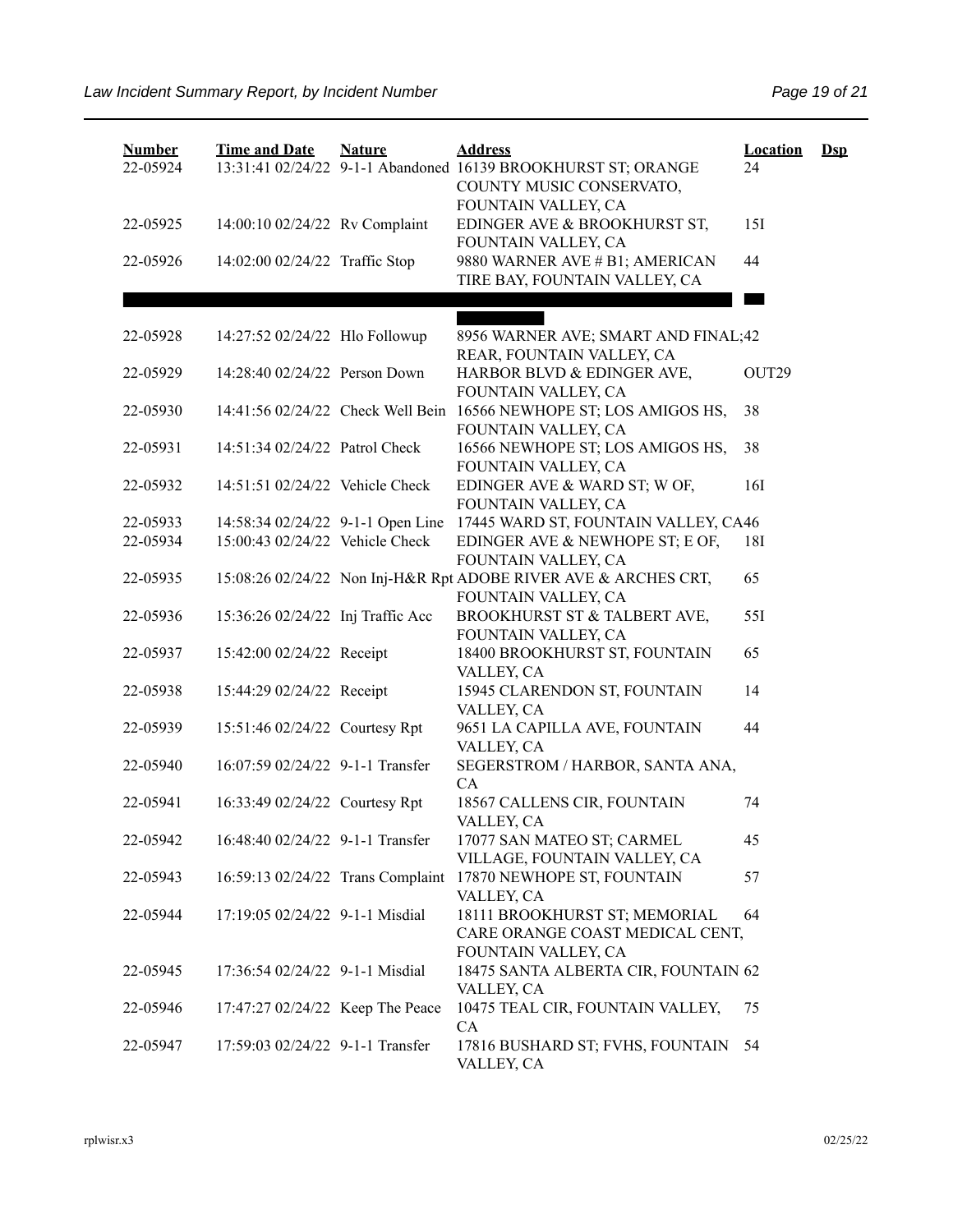| Number | Time and Date | Nature | Address | Location | Dsp |
|---|---|---|---|---|---|
| 22-05924 | 13:31:41 02/24/22 | 9-1-1 Abandoned | 16139 BROOKHURST ST; ORANGE COUNTY MUSIC CONSERVATO, FOUNTAIN VALLEY, CA | 24 | |
| 22-05925 | 14:00:10 02/24/22 | Rv Complaint | EDINGER AVE & BROOKHURST ST, FOUNTAIN VALLEY, CA | 15I | |
| 22-05926 | 14:02:00 02/24/22 | Traffic Stop | 9880 WARNER AVE # B1; AMERICAN TIRE BAY, FOUNTAIN VALLEY, CA | 44 | |
| 22-05928 | 14:27:52 02/24/22 | Hlo Followup | 8956 WARNER AVE; SMART AND FINAL; REAR, FOUNTAIN VALLEY, CA | 42 | |
| 22-05929 | 14:28:40 02/24/22 | Person Down | HARBOR BLVD & EDINGER AVE, FOUNTAIN VALLEY, CA | OUT29 | |
| 22-05930 | 14:41:56 02/24/22 | Check Well Bein | 16566 NEWHOPE ST; LOS AMIGOS HS, FOUNTAIN VALLEY, CA | 38 | |
| 22-05931 | 14:51:34 02/24/22 | Patrol Check | 16566 NEWHOPE ST; LOS AMIGOS HS, FOUNTAIN VALLEY, CA | 38 | |
| 22-05932 | 14:51:51 02/24/22 | Vehicle Check | EDINGER AVE & WARD ST; W OF, FOUNTAIN VALLEY, CA | 16I | |
| 22-05933 | 14:58:34 02/24/22 | 9-1-1 Open Line | 17445 WARD ST, FOUNTAIN VALLEY, CA | 46 | |
| 22-05934 | 15:00:43 02/24/22 | Vehicle Check | EDINGER AVE & NEWHOPE ST; E OF, FOUNTAIN VALLEY, CA | 18I | |
| 22-05935 | 15:08:26 02/24/22 | Non Inj-H&R Rpt | ADOBE RIVER AVE & ARCHES CRT, FOUNTAIN VALLEY, CA | 65 | |
| 22-05936 | 15:36:26 02/24/22 | Inj Traffic Acc | BROOKHURST ST & TALBERT AVE, FOUNTAIN VALLEY, CA | 55I | |
| 22-05937 | 15:42:00 02/24/22 | Receipt | 18400 BROOKHURST ST, FOUNTAIN VALLEY, CA | 65 | |
| 22-05938 | 15:44:29 02/24/22 | Receipt | 15945 CLARENDON ST, FOUNTAIN VALLEY, CA | 14 | |
| 22-05939 | 15:51:46 02/24/22 | Courtesy Rpt | 9651 LA CAPILLA AVE, FOUNTAIN VALLEY, CA | 44 | |
| 22-05940 | 16:07:59 02/24/22 | 9-1-1 Transfer | SEGERSTROM / HARBOR, SANTA ANA, CA | | |
| 22-05941 | 16:33:49 02/24/22 | Courtesy Rpt | 18567 CALLENS CIR, FOUNTAIN VALLEY, CA | 74 | |
| 22-05942 | 16:48:40 02/24/22 | 9-1-1 Transfer | 17077 SAN MATEO ST; CARMEL VILLAGE, FOUNTAIN VALLEY, CA | 45 | |
| 22-05943 | 16:59:13 02/24/22 | Trans Complaint | 17870 NEWHOPE ST, FOUNTAIN VALLEY, CA | 57 | |
| 22-05944 | 17:19:05 02/24/22 | 9-1-1 Misdial | 18111 BROOKHURST ST; MEMORIAL CARE ORANGE COAST MEDICAL CENT, FOUNTAIN VALLEY, CA | 64 | |
| 22-05945 | 17:36:54 02/24/22 | 9-1-1 Misdial | 18475 SANTA ALBERTA CIR, FOUNTAIN VALLEY, CA | 62 | |
| 22-05946 | 17:47:27 02/24/22 | Keep The Peace | 10475 TEAL CIR, FOUNTAIN VALLEY, CA | 75 | |
| 22-05947 | 17:59:03 02/24/22 | 9-1-1 Transfer | 17816 BUSHARD ST; FVHS, FOUNTAIN VALLEY, CA | 54 | |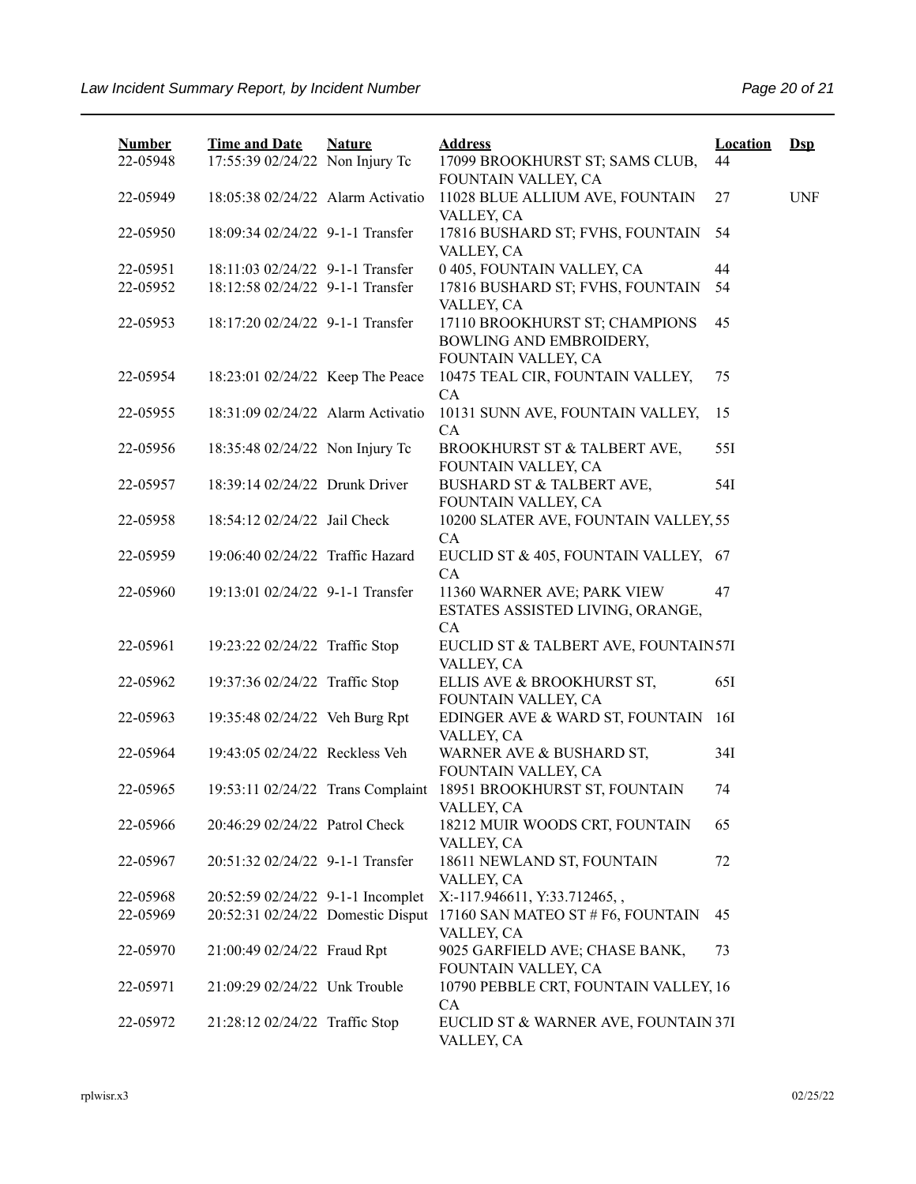| Number | Time and Date | Nature | Address | Location | Dsp |
|---|---|---|---|---|---|
| 22-05948 | 17:55:39 02/24/22 | Non Injury Tc | 17099 BROOKHURST ST; SAMS CLUB, FOUNTAIN VALLEY, CA | 44 | |
| 22-05949 | 18:05:38 02/24/22 | Alarm Activatio | 11028 BLUE ALLIUM AVE, FOUNTAIN VALLEY, CA | 27 | UNF |
| 22-05950 | 18:09:34 02/24/22 | 9-1-1 Transfer | 17816 BUSHARD ST; FVHS, FOUNTAIN VALLEY, CA | 54 | |
| 22-05951 | 18:11:03 02/24/22 | 9-1-1 Transfer | 0 405, FOUNTAIN VALLEY, CA | 44 | |
| 22-05952 | 18:12:58 02/24/22 | 9-1-1 Transfer | 17816 BUSHARD ST; FVHS, FOUNTAIN VALLEY, CA | 54 | |
| 22-05953 | 18:17:20 02/24/22 | 9-1-1 Transfer | 17110 BROOKHURST ST; CHAMPIONS BOWLING AND EMBROIDERY, FOUNTAIN VALLEY, CA | 45 | |
| 22-05954 | 18:23:01 02/24/22 | Keep The Peace | 10475 TEAL CIR, FOUNTAIN VALLEY, CA | 75 | |
| 22-05955 | 18:31:09 02/24/22 | Alarm Activatio | 10131 SUNN AVE, FOUNTAIN VALLEY, CA | 15 | |
| 22-05956 | 18:35:48 02/24/22 | Non Injury Tc | BROOKHURST ST & TALBERT AVE, FOUNTAIN VALLEY, CA | 55I | |
| 22-05957 | 18:39:14 02/24/22 | Drunk Driver | BUSHARD ST & TALBERT AVE, FOUNTAIN VALLEY, CA | 54I | |
| 22-05958 | 18:54:12 02/24/22 | Jail Check | 10200 SLATER AVE, FOUNTAIN VALLEY, CA | 55 | |
| 22-05959 | 19:06:40 02/24/22 | Traffic Hazard | EUCLID ST & 405, FOUNTAIN VALLEY, CA | 67 | |
| 22-05960 | 19:13:01 02/24/22 | 9-1-1 Transfer | 11360 WARNER AVE; PARK VIEW ESTATES ASSISTED LIVING, ORANGE, CA | 47 | |
| 22-05961 | 19:23:22 02/24/22 | Traffic Stop | EUCLID ST & TALBERT AVE, FOUNTAIN VALLEY, CA | 57I | |
| 22-05962 | 19:37:36 02/24/22 | Traffic Stop | ELLIS AVE & BROOKHURST ST, FOUNTAIN VALLEY, CA | 65I | |
| 22-05963 | 19:35:48 02/24/22 | Veh Burg Rpt | EDINGER AVE & WARD ST, FOUNTAIN VALLEY, CA | 16I | |
| 22-05964 | 19:43:05 02/24/22 | Reckless Veh | WARNER AVE & BUSHARD ST, FOUNTAIN VALLEY, CA | 34I | |
| 22-05965 | 19:53:11 02/24/22 | Trans Complaint | 18951 BROOKHURST ST, FOUNTAIN VALLEY, CA | 74 | |
| 22-05966 | 20:46:29 02/24/22 | Patrol Check | 18212 MUIR WOODS CRT, FOUNTAIN VALLEY, CA | 65 | |
| 22-05967 | 20:51:32 02/24/22 | 9-1-1 Transfer | 18611 NEWLAND ST, FOUNTAIN VALLEY, CA | 72 | |
| 22-05968 | 20:52:59 02/24/22 | 9-1-1 Incomplet | X:-117.946611, Y:33.712465, , | | |
| 22-05969 | 20:52:31 02/24/22 | Domestic Disput | 17160 SAN MATEO ST # F6, FOUNTAIN VALLEY, CA | 45 | |
| 22-05970 | 21:00:49 02/24/22 | Fraud Rpt | 9025 GARFIELD AVE; CHASE BANK, FOUNTAIN VALLEY, CA | 73 | |
| 22-05971 | 21:09:29 02/24/22 | Unk Trouble | 10790 PEBBLE CRT, FOUNTAIN VALLEY, CA | 16 | |
| 22-05972 | 21:28:12 02/24/22 | Traffic Stop | EUCLID ST & WARNER AVE, FOUNTAIN VALLEY, CA | 37I | |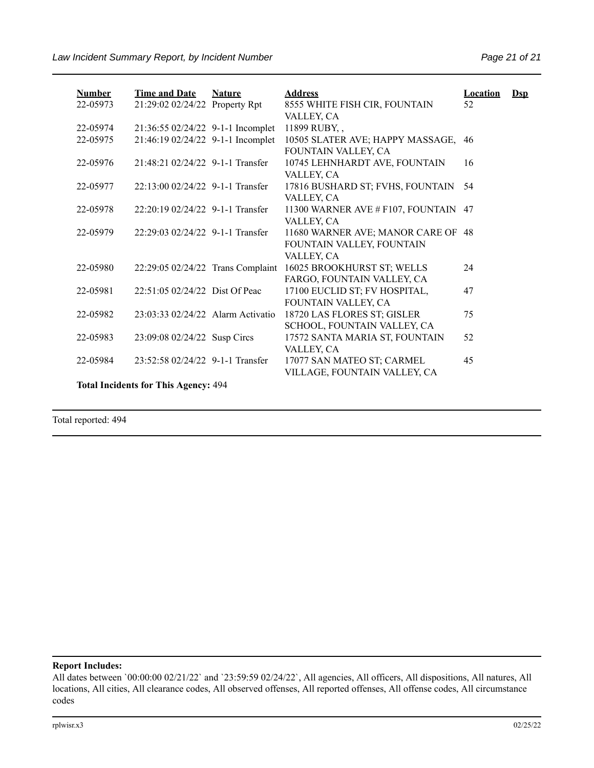| Number | Time and Date | Nature | Address | Location | Dsp |
|---|---|---|---|---|---|
| 22-05973 | 21:29:02 02/24/22 | Property Rpt | 8555 WHITE FISH CIR, FOUNTAIN VALLEY, CA | 52 | |
| 22-05974 | 21:36:55 02/24/22 | 9-1-1 Incomplet | 11899 RUBY, , | | |
| 22-05975 | 21:46:19 02/24/22 | 9-1-1 Incomplet | 10505 SLATER AVE; HAPPY MASSAGE, FOUNTAIN VALLEY, CA | 46 | |
| 22-05976 | 21:48:21 02/24/22 | 9-1-1 Transfer | 10745 LEHNHARDT AVE, FOUNTAIN VALLEY, CA | 16 | |
| 22-05977 | 22:13:00 02/24/22 | 9-1-1 Transfer | 17816 BUSHARD ST; FVHS, FOUNTAIN VALLEY, CA | 54 | |
| 22-05978 | 22:20:19 02/24/22 | 9-1-1 Transfer | 11300 WARNER AVE # F107, FOUNTAIN VALLEY, CA | 47 | |
| 22-05979 | 22:29:03 02/24/22 | 9-1-1 Transfer | 11680 WARNER AVE; MANOR CARE OF FOUNTAIN VALLEY, FOUNTAIN VALLEY, CA | 48 | |
| 22-05980 | 22:29:05 02/24/22 | Trans Complaint | 16025 BROOKHURST ST; WELLS FARGO, FOUNTAIN VALLEY, CA | 24 | |
| 22-05981 | 22:51:05 02/24/22 | Dist Of Peac | 17100 EUCLID ST; FV HOSPITAL, FOUNTAIN VALLEY, CA | 47 | |
| 22-05982 | 23:03:33 02/24/22 | Alarm Activatio | 18720 LAS FLORES ST; GISLER SCHOOL, FOUNTAIN VALLEY, CA | 75 | |
| 22-05983 | 23:09:08 02/24/22 | Susp Circs | 17572 SANTA MARIA ST, FOUNTAIN VALLEY, CA | 52 | |
| 22-05984 | 23:52:58 02/24/22 | 9-1-1 Transfer | 17077 SAN MATEO ST; CARMEL VILLAGE, FOUNTAIN VALLEY, CA | 45 | |

**Total Incidents for This Agency:** 494

Total reported: 494

**Report Includes:**

All dates between `00:00:00 02/21/22` and `23:59:59 02/24/22`, All agencies, All officers, All dispositions, All natures, All locations, All cities, All clearance codes, All observed offenses, All reported offenses, All offense codes, All circumstance codes

rplwisr.x3 02/25/22